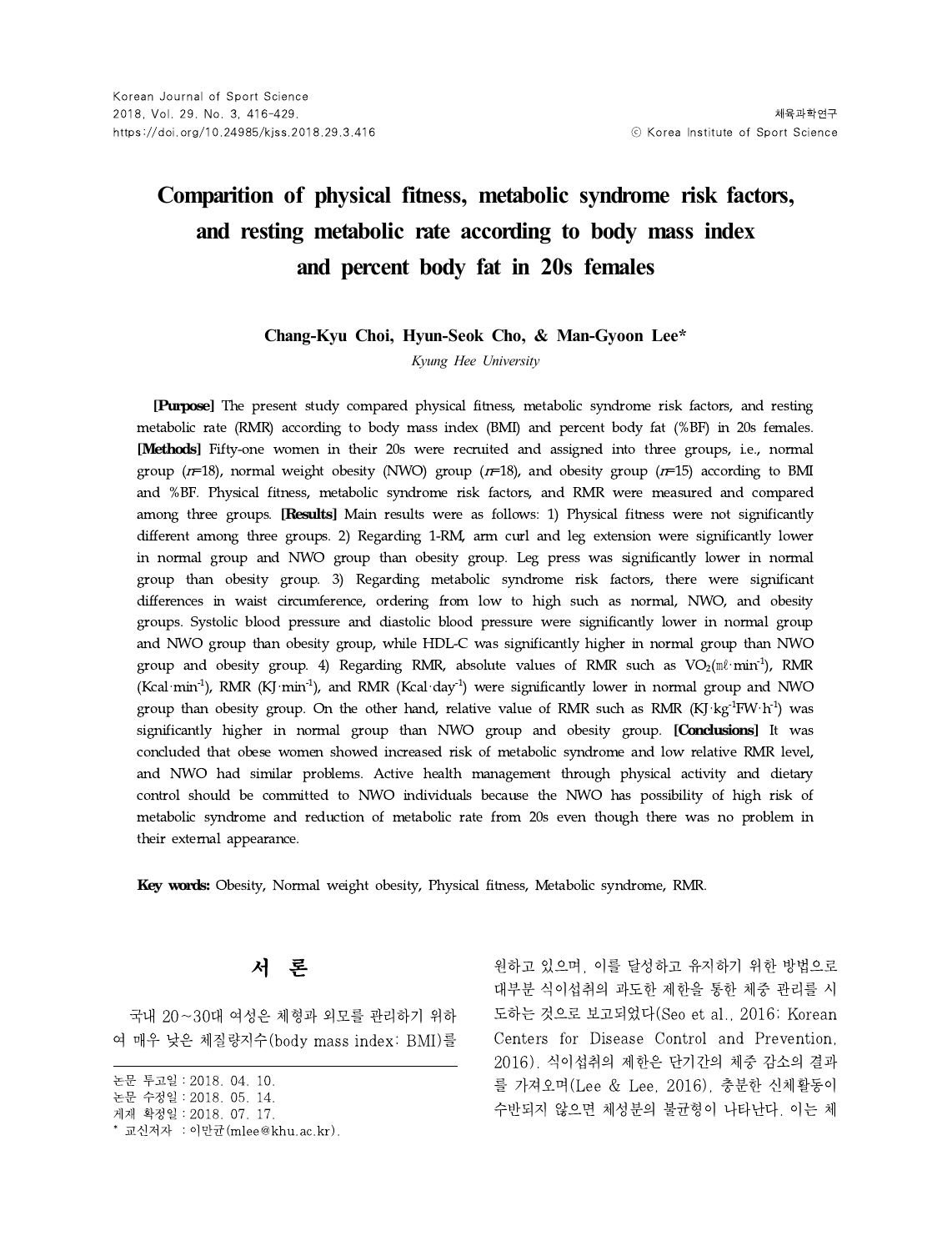# Comparition of physical fitness, metabolic syndrome risk factors, and resting metabolic rate according to body mass index and percent body fat in 20s females

**Chang-Kyu Choi, Hyun-Seok Cho, & Man-Gyoon Lee***

*Kyung Hee University*

**[Purpose]** The present study compared physical fitness, metabolic syndrome risk factors, and resting metabolic rate (RMR) according to body mass index (BMI) and percent body fat (%BF) in 20s females. **[Methods]** Fifty-one women in their 20s were recruited and assigned into three groups, i.e., normal group ($n$=18), normal weight obesity (NWO) group ($n$=18), and obesity group ($n$=15) according to BMI and %BF. Physical fitness, metabolic syndrome risk factors, and RMR were measured and compared among three groups. **[Results]** Main results were as follows: 1) Physical fitness were not significantly different among three groups. 2) Regarding 1-RM, arm curl and leg extension were significantly lower in normal group and NWO group than obesity group. Leg press was significantly lower in normal group than obesity group. 3) Regarding metabolic syndrome risk factors, there were significant differences in waist circumference, ordering from low to high such as normal, NWO, and obesity groups. Systolic blood pressure and diastolic blood pressure were significantly lower in normal group and NWO group than obesity group, while HDL-C was significantly higher in normal group than NWO group and obesity group. 4) Regarding RMR, absolute values of RMR such as $VO_2$(㎖·$min^{-1}$), RMR (Kcal·$min^{-1}$), RMR (KJ·$min^{-1}$), and RMR (Kcal·$day^{-1}$) were significantly lower in normal group and NWO group than obesity group. On the other hand, relative value of RMR such as RMR (KJ·$kg^{-1}$FW·$h^{-1}$) was significantly higher in normal group than NWO group and obesity group. **[Conclusions]** It was concluded that obese women showed increased risk of metabolic syndrome and low relative RMR level, and NWO had similar problems. Active health management through physical activity and dietary control should be committed to NWO individuals because the NWO has possibility of high risk of metabolic syndrome and reduction of metabolic rate from 20s even though there was no problem in their external appearance.

**Key words:** Obesity, Normal weight obesity, Physical fitness, Metabolic syndrome, RMR.

## 서 론

국내 20~30대 여성은 체형과 외모를 관리하기 위하여 매우 낮은 체질량지수(body mass index: BMI)를 원하고 있으며, 이를 달성하고 유지하기 위한 방법으로 대부분 식이섭취의 과도한 제한을 통한 체중 관리를 시도하는 것으로 보고되었다(Seo et al., 2016; Korean Centers for Disease Control and Prevention, 2016). 식이섭취의 제한은 단기간의 체중 감소의 결과를 가져오며(Lee & Lee, 2016), 충분한 신체활동이 수반되지 않으면 체성분의 불균형이 나타난다. 이는 체

논문 투고일 : 2018. 04. 10.
논문 수정일 : 2018. 05. 14.
게재 확정일 : 2018. 07. 17.
* 교신저자 : 이만균(mlee@khu.ac.kr).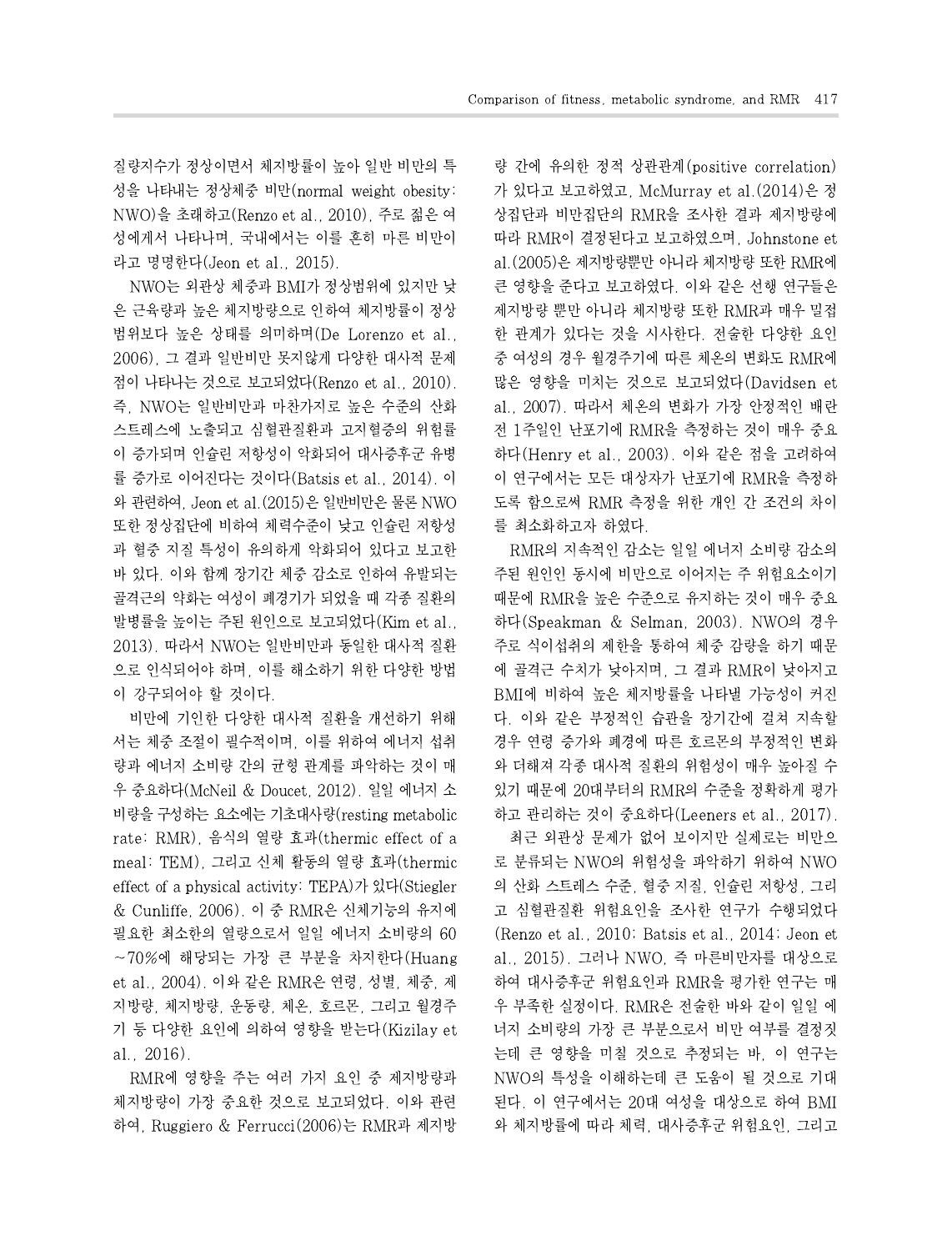질량지수가 정상이면서 체지방률이 높아 일반 비만의 특성을 나타내는 정상체중 비만(normal weight obesity: NWO)을 초래하고(Renzo et al., 2010), 주로 젊은 여성에게서 나타나며, 국내에서는 이를 흔히 마른 비만이라고 명명한다(Jeon et al., 2015).

NWO는 외관상 체중과 BMI가 정상범위에 있지만 낮은 근육량과 높은 체지방량으로 인하여 체지방률이 정상범위보다 높은 상태를 의미하며(De Lorenzo et al., 2006), 그 결과 일반비만 못지않게 다양한 대사적 문제점이 나타나는 것으로 보고되었다(Renzo et al., 2010). 즉, NWO는 일반비만과 마찬가지로 높은 수준의 산화 스트레스에 노출되고 심혈관질환과 고지혈증의 위험률이 증가되며 인슐린 저항성이 악화되어 대사증후군 유병률 증가로 이어진다는 것이다(Batsis et al., 2014). 이와 관련하여, Jeon et al.(2015)은 일반비만은 물론 NWO 또한 정상집단에 비하여 체력수준이 낮고 인슐린 저항성과 혈중 지질 특성이 유의하게 악화되어 있다고 보고한 바 있다. 이와 함께 장기간 체중 감소로 인하여 유발되는 골격근의 약화는 여성이 폐경기가 되었을 때 각종 질환의 발병률을 높이는 주된 원인으로 보고되었다(Kim et al., 2013). 따라서 NWO는 일반비만과 동일한 대사적 질환으로 인식되어야 하며, 이를 해소하기 위한 다양한 방법이 강구되어야 할 것이다.

비만에 기인한 다양한 대사적 질환을 개선하기 위해서는 체중 조절이 필수적이며, 이를 위하여 에너지 섭취량과 에너지 소비량 간의 균형 관계를 파악하는 것이 매우 중요하다(McNeil & Doucet, 2012). 일일 에너지 소비량을 구성하는 요소에는 기초대사량(resting metabolic rate: RMR), 음식의 열량 효과(thermic effect of a meal: TEM), 그리고 신체 활동의 열량 효과(thermic effect of a physical activity: TEPA)가 있다(Stiegler & Cunliffe, 2006). 이 중 RMR은 신체기능의 유지에 필요한 최소한의 열량으로서 일일 에너지 소비량의 60~70%에 해당되는 가장 큰 부분을 차지한다(Huang et al., 2004). 이와 같은 RMR은 연령, 성별, 체중, 제지방량, 체지방량, 운동량, 체온, 호르몬, 그리고 월경주기 등 다양한 요인에 의하여 영향을 받는다(Kizilay et al., 2016).

RMR에 영향을 주는 여러 가지 요인 중 제지방량과 체지방량이 가장 중요한 것으로 보고되었다. 이와 관련하여, Ruggiero & Ferrucci(2006)는 RMR과 제지방량 간에 유의한 정적 상관관계(positive correlation)가 있다고 보고하였고, McMurray et al.(2014)은 정상집단과 비만집단의 RMR을 조사한 결과 제지방량에 따라 RMR이 결정된다고 보고하였으며, Johnstone et al.(2005)은 제지방량뿐만 아니라 체지방량 또한 RMR에 큰 영향을 준다고 보고하였다. 이와 같은 선행 연구들은 제지방량 뿐만 아니라 체지방량 또한 RMR과 매우 밀접한 관계가 있다는 것을 시사한다. 전술한 다양한 요인 중 여성의 경우 월경주기에 따른 체온의 변화도 RMR에 많은 영향을 미치는 것으로 보고되었다(Davidsen et al., 2007). 따라서 체온의 변화가 가장 안정적인 배란 전 1주일인 난포기에 RMR을 측정하는 것이 매우 중요하다(Henry et al., 2003). 이와 같은 점을 고려하여 이 연구에서는 모든 대상자가 난포기에 RMR을 측정하도록 함으로써 RMR 측정을 위한 개인 간 조건의 차이를 최소화하고자 하였다.

RMR의 지속적인 감소는 일일 에너지 소비량 감소의 주된 원인인 동시에 비만으로 이어지는 주 위험요소이기 때문에 RMR을 높은 수준으로 유지하는 것이 매우 중요하다(Speakman & Selman, 2003). NWO의 경우 주로 식이섭취의 제한을 통하여 체중 감량을 하기 때문에 골격근 수치가 낮아지며, 그 결과 RMR이 낮아지고 BMI에 비하여 높은 체지방률을 나타낼 가능성이 커진다. 이와 같은 부정적인 습관을 장기간에 걸쳐 지속할 경우 연령 증가와 폐경에 따른 호르몬의 부정적인 변화와 더해져 각종 대사적 질환의 위험성이 매우 높아질 수 있기 때문에 20대부터의 RMR의 수준을 정확하게 평가하고 관리하는 것이 중요하다(Leeners et al., 2017).

최근 외관상 문제가 없어 보이지만 실제로는 비만으로 분류되는 NWO의 위험성을 파악하기 위하여 NWO의 산화 스트레스 수준, 혈중 지질, 인슐린 저항성, 그리고 심혈관질환 위험요인을 조사한 연구가 수행되었다(Renzo et al., 2010; Batsis et al., 2014; Jeon et al., 2015). 그러나 NWO, 즉 마른비만자를 대상으로 하여 대사증후군 위험요인과 RMR을 평가한 연구는 매우 부족한 실정이다. RMR은 전술한 바와 같이 일일 에너지 소비량의 가장 큰 부분으로서 비만 여부를 결정짓는데 큰 영향을 미칠 것으로 추정되는 바, 이 연구는 NWO의 특성을 이해하는데 큰 도움이 될 것으로 기대된다. 이 연구에서는 20대 여성을 대상으로 하여 BMI와 체지방률에 따라 체력, 대사증후군 위험요인, 그리고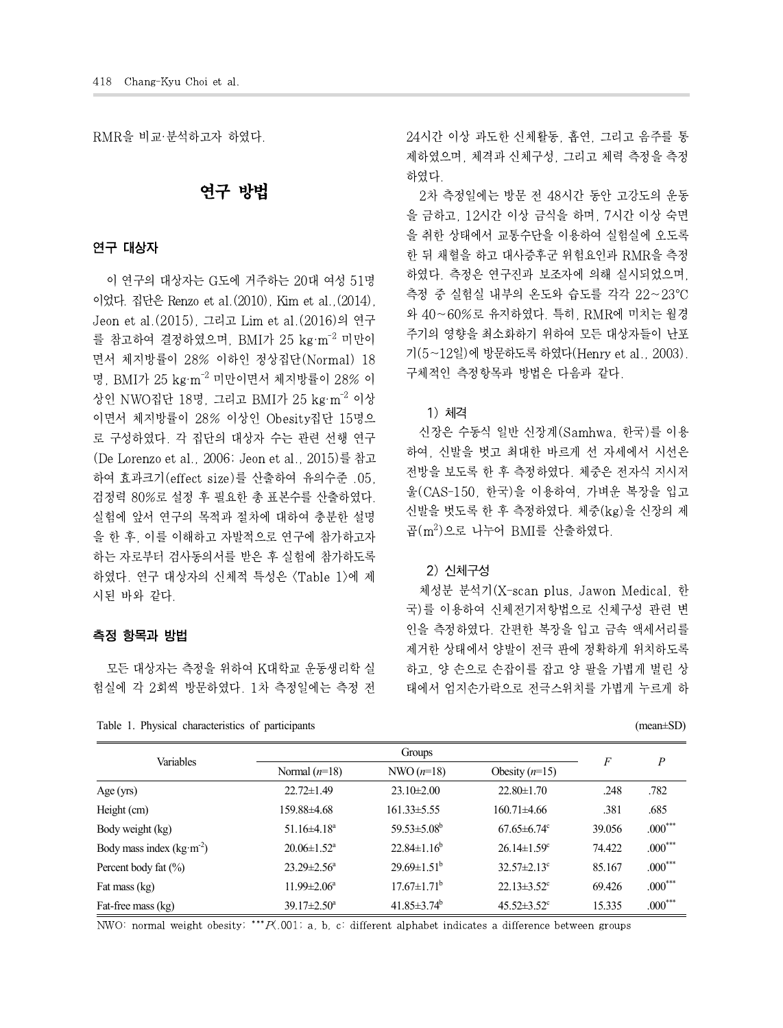RMR을 비교·분석하고자 하였다.

## 연구 방법

### 연구 대상자

이 연구의 대상자는 G도에 거주하는 20대 여성 51명이었다. 집단은 Renzo et al.(2010), Kim et al.,(2014), Jeon et al.(2015), 그리고 Lim et al.(2016)의 연구를 참고하여 결정하였으며, BMI가 25 kg·m$^{-2}$ 미만이면서 체지방률이 28% 이하인 정상집단(Normal) 18명, BMI가 25 kg·m$^{-2}$ 미만이면서 체지방률이 28% 이상인 NWO집단 18명, 그리고 BMI가 25 kg·m$^{-2}$ 이상이면서 체지방률이 28% 이상인 Obesity집단 15명으로 구성하였다. 각 집단의 대상자 수는 관련 선행 연구(De Lorenzo et al., 2006; Jeon et al., 2015)를 참고하여 효과크기(effect size)를 산출하여 유의수준 .05, 검정력 80%로 설정 후 필요한 총 표본수를 산출하였다. 실험에 앞서 연구의 목적과 절차에 대하여 충분한 설명을 한 후, 이를 이해하고 자발적으로 연구에 참가하고자 하는 자로부터 검사동의서를 받은 후 실험에 참가하도록 하였다. 연구 대상자의 신체적 특성은 <Table 1>에 제시된 바와 같다.

### 측정 항목과 방법

모든 대상자는 측정을 위하여 K대학교 운동생리학 실험실에 각 2회씩 방문하였다. 1차 측정일에는 측정 전 24시간 이상 과도한 신체활동, 흡연, 그리고 음주를 통제하였으며, 체격과 신체구성, 그리고 체력 측정을 측정하였다.

2차 측정일에는 방문 전 48시간 동안 고강도의 운동을 금하고, 12시간 이상 금식을 하며, 7시간 이상 숙면을 취한 상태에서 교통수단을 이용하여 실험실에 오도록 한 뒤 채혈을 하고 대사증후군 위험요인과 RMR을 측정하였다. 측정은 연구진과 보조자에 의해 실시되었으며, 측정 중 실험실 내부의 온도와 습도를 각각 22~23℃와 40~60%로 유지하였다. 특히, RMR에 미치는 월경주기의 영향을 최소화하기 위하여 모든 대상자들이 난포기(5~12일)에 방문하도록 하였다(Henry et al., 2003). 구체적인 측정항목과 방법은 다음과 같다.

#### 1) 체격

신장은 수동식 일반 신장계(Samhwa, 한국)를 이용하여, 신발을 벗고 최대한 바르게 선 자세에서 시선은 전방을 보도록 한 후 측정하였다. 체중은 전자식 지시저울(CAS-150, 한국)을 이용하여, 가벼운 복장을 입고 신발을 벗도록 한 후 측정하였다. 체중(kg)을 신장의 제곱(m$^2$)으로 나누어 BMI를 산출하였다.

#### 2) 신체구성

체성분 분석기(X-scan plus, Jawon Medical, 한국)를 이용하여 신체전기저항법으로 신체구성 관련 변인을 측정하였다. 간편한 복장을 입고 금속 액세서리를 제거한 상태에서 양발이 전극 판에 정확하게 위치하도록 하고, 양 손으로 손잡이를 잡고 양 팔을 가볍게 벌린 상태에서 엄지손가락으로 전극스위치를 가볍게 누르게 하

Table 1. Physical characteristics of participants (mean±SD)

| Variables | Groups | | | F | P |
|---|---|---|---|---|---|
| | Normal (n=18) | NWO (n=18) | Obesity (n=15) | | |
| Age (yrs) | 22.72±1.49 | 23.10±2.00 | 22.80±1.70 | .248 | .782 |
| Height (cm) | 159.88±4.68 | 161.33±5.55 | 160.71±4.66 | .381 | .685 |
| Body weight (kg) | 51.16±4.18$^a$ | 59.53±5.08$^b$ | 67.65±6.74$^c$ | 39.056 | .000*** |
| Body mass index (kg·m$^{-2}$) | 20.06±1.52$^a$ | 22.84±1.16$^b$ | 26.14±1.59$^c$ | 74.422 | .000*** |
| Percent body fat (%) | 23.29±2.56$^a$ | 29.69±1.51$^b$ | 32.57±2.13$^c$ | 85.167 | .000*** |
| Fat mass (kg) | 11.99±2.06$^a$ | 17.67±1.71$^b$ | 22.13±3.52$^c$ | 69.426 | .000*** |
| Fat-free mass (kg) | 39.17±2.50$^a$ | 41.85±3.74$^b$ | 45.52±3.52$^c$ | 15.335 | .000*** |

NWO: normal weight obesity; ***$P<.001$; a, b, c: different alphabet indicates a difference between groups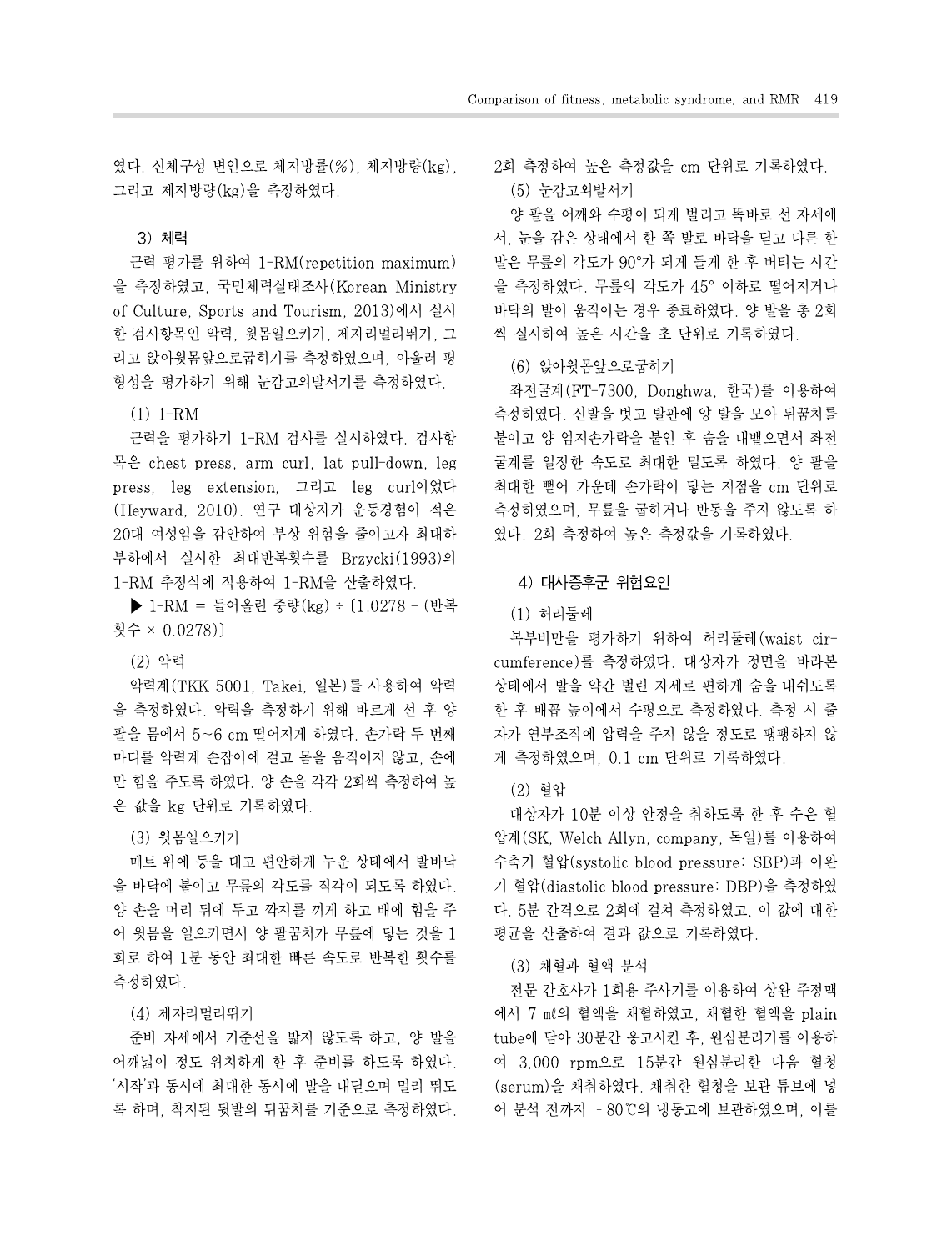였다. 신체구성 변인으로 체지방률(%), 체지방량(kg), 그리고 제지방량(kg)을 측정하였다.

### 3) 체력

근력 평가를 위하여 1-RM(repetition maximum)을 측정하였고, 국민체력실태조사(Korean Ministry of Culture, Sports and Tourism, 2013)에서 실시한 검사항목인 악력, 윗몸일으키기, 제자리멀리뛰기, 그리고 앉아윗몸앞으로굽히기를 측정하였으며, 아울러 평형성을 평가하기 위해 눈감고외발서기를 측정하였다.

(1) 1-RM

근력을 평가하기 1-RM 검사를 실시하였다. 검사항목은 chest press, arm curl, lat pull-down, leg press, leg extension, 그리고 leg curl이었다(Heyward, 2010). 연구 대상자가 운동경험이 적은 20대 여성임을 감안하여 부상 위험을 줄이고자 최대하 부하에서 실시한 최대반복횟수를 Brzycki(1993)의 1-RM 추정식에 적용하여 1-RM을 산출하였다.

▶ 1-RM = 들어올린 중량(kg) ÷ [1.0278 - (반복횟수 × 0.0278)]

(2) 악력

악력계(TKK 5001, Takei, 일본)를 사용하여 악력을 측정하였다. 악력을 측정하기 위해 바르게 선 후 양 팔을 몸에서 5~6 cm 떨어지게 하였다. 손가락 두 번째 마디를 악력계 손잡이에 걸고 몸을 움직이지 않고, 손에만 힘을 주도록 하였다. 양 손을 각각 2회씩 측정하여 높은 값을 kg 단위로 기록하였다.

(3) 윗몸일으키기

매트 위에 등을 대고 편안하게 누운 상태에서 발바닥을 바닥에 붙이고 무릎의 각도를 직각이 되도록 하였다. 양 손을 머리 뒤에 두고 깍지를 끼게 하고 배에 힘을 주어 윗몸을 일으키면서 양 팔꿈치가 무릎에 닿는 것을 1회로 하여 1분 동안 최대한 빠른 속도로 반복한 횟수를 측정하였다.

(4) 제자리멀리뛰기

준비 자세에서 기준선을 밟지 않도록 하고, 양 발을 어깨넓이 정도 위치하게 한 후 준비를 하도록 하였다. '시작'과 동시에 최대한 동시에 발을 내딛으며 멀리 뛰도록 하며, 착지된 뒷발의 뒤꿈치를 기준으로 측정하였다. 2회 측정하여 높은 측정값을 cm 단위로 기록하였다.

(5) 눈감고외발서기

양 팔을 어깨와 수평이 되게 벌리고 똑바로 선 자세에서, 눈을 감은 상태에서 한 쪽 발로 바닥을 딛고 다른 한 발은 무릎의 각도가 90°가 되게 들게 한 후 버티는 시간을 측정하였다. 무릎의 각도가 45° 이하로 떨어지거나 바닥의 발이 움직이는 경우 종료하였다. 양 발을 총 2회씩 실시하여 높은 시간을 초 단위로 기록하였다.

(6) 앉아윗몸앞으로굽히기

좌전굴계(FT-7300, Donghwa, 한국)를 이용하여 측정하였다. 신발을 벗고 발판에 양 발을 모아 뒤꿈치를 붙이고 양 엄지손가락을 붙인 후 숨을 내뱉으면서 좌전굴계를 일정한 속도로 최대한 밀도록 하였다. 양 팔을 최대한 뻗어 가운데 손가락이 닿는 지점을 cm 단위로 측정하였으며, 무릎을 굽히거나 반동을 주지 않도록 하였다. 2회 측정하여 높은 측정값을 기록하였다.

### 4) 대사증후군 위험요인

(1) 허리둘레

복부비만을 평가하기 위하여 허리둘레(waist circumference)를 측정하였다. 대상자가 정면을 바라본 상태에서 발을 약간 벌린 자세로 편하게 숨을 내쉬도록 한 후 배꼽 높이에서 수평으로 측정하였다. 측정 시 줄자가 연부조직에 압력을 주지 않을 정도로 팽팽하지 않게 측정하였으며, 0.1 cm 단위로 기록하였다.

(2) 혈압

대상자가 10분 이상 안정을 취하도록 한 후 수은 혈압계(SK, Welch Allyn, company, 독일)를 이용하여 수축기 혈압(systolic blood pressure: SBP)과 이완기 혈압(diastolic blood pressure: DBP)을 측정하였다. 5분 간격으로 2회에 걸쳐 측정하였고, 이 값에 대한 평균을 산출하여 결과 값으로 기록하였다.

(3) 채혈과 혈액 분석

전문 간호사가 1회용 주사기를 이용하여 상완 주정맥에서 7 ㎖의 혈액을 채혈하였고, 채혈한 혈액을 plain tube에 담아 30분간 응고시킨 후, 원심분리기를 이용하여 3,000 rpm으로 15분간 원심분리한 다음 혈청(serum)을 채취하였다. 채취한 혈청을 보관 튜브에 넣어 분석 전까지 -80℃의 냉동고에 보관하였으며, 이를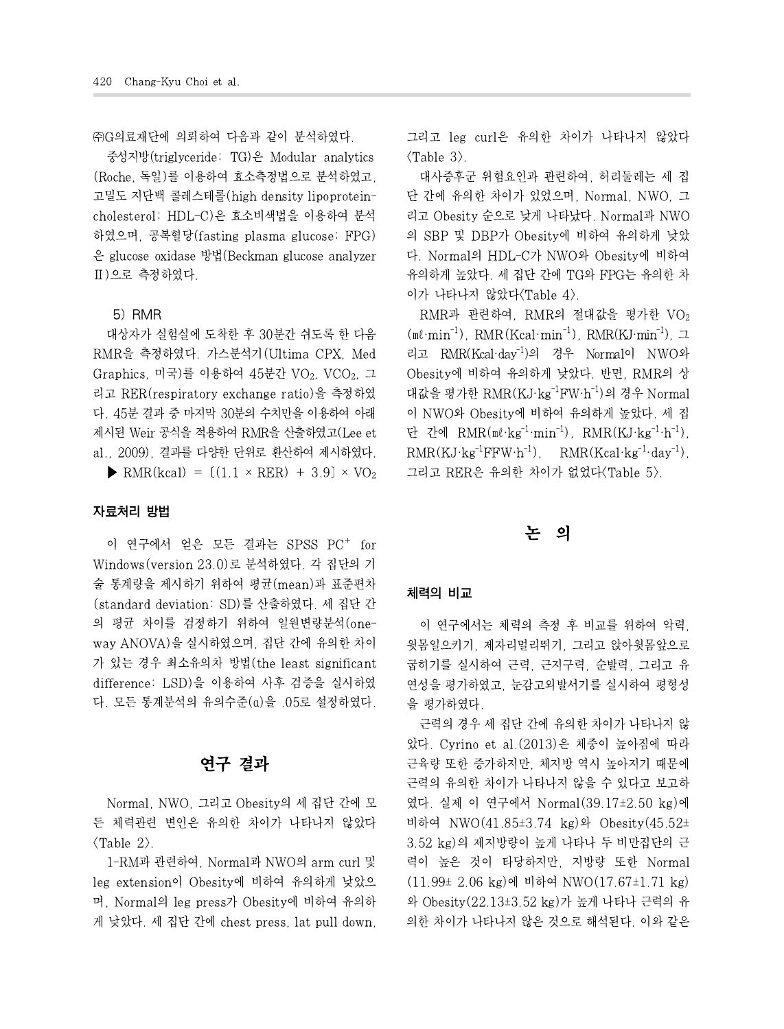㈜G의료재단에 의뢰하여 다음과 같이 분석하였다.

중성지방(triglyceride: TG)은 Modular analytics (Roche, 독일)를 이용하여 효소측정법으로 분석하였고, 고밀도 지단백 콜레스테롤(high density lipoprotein-cholesterol: HDL-C)은 효소비색법을 이용하여 분석하였으며, 공복혈당(fasting plasma glucose: FPG)은 glucose oxidase 방법(Beckman glucose analyzer II)으로 측정하였다.

### 5) RMR

대상자가 실험실에 도착한 후 30분간 쉬도록 한 다음 RMR을 측정하였다. 가스분석기(Ultima CPX, Med Graphics, 미국)를 이용하여 45분간 $VO_2$, $VCO_2$, 그리고 RER(respiratory exchange ratio)을 측정하였다. 45분 결과 중 마지막 30분의 수치만을 이용하여 아래 제시된 Weir 공식을 적용하여 RMR을 산출하였고(Lee et al., 2009), 결과를 다양한 단위로 환산하여 제시하였다.

▶ RMR(kcal) = [(1.1 × RER) + 3.9] × $VO_2$

## 자료처리 방법

이 연구에서 얻은 모든 결과는 SPSS PC$^+$ for Windows(version 23.0)로 분석하였다. 각 집단의 기술 통계량을 제시하기 위하여 평균(mean)과 표준편차(standard deviation: SD)를 산출하였다. 세 집단 간의 평균 차이를 검정하기 위하여 일원변량분석(one-way ANOVA)을 실시하였으며, 집단 간에 유의한 차이가 있는 경우 최소유의차 방법(the least significant difference: LSD)을 이용하여 사후 검증을 실시하였다. 모든 통계분석의 유의수준($\alpha$)을 .05로 설정하였다.

# 연구 결과

Normal, NWO, 그리고 Obesity의 세 집단 간에 모든 체력관련 변인은 유의한 차이가 나타나지 않았다〈Table 2〉.

1-RM과 관련하여, Normal과 NWO의 arm curl 및 leg extension이 Obesity에 비하여 유의하게 낮았으며, Normal의 leg press가 Obesity에 비하여 유의하게 낮았다. 세 집단 간에 chest press, lat pull down, 그리고 leg curl은 유의한 차이가 나타나지 않았다〈Table 3〉.

대사증후군 위험요인과 관련하여, 허리둘레는 세 집단 간에 유의한 차이가 있었으며, Normal, NWO, 그리고 Obesity 순으로 낮게 나타났다. Normal과 NWO의 SBP 및 DBP가 Obesity에 비하여 유의하게 낮았다. Normal의 HDL-C가 NWO와 Obesity에 비하여 유의하게 높았다. 세 집단 간에 TG와 FPG는 유의한 차이가 나타나지 않았다〈Table 4〉.

RMR과 관련하여, RMR의 절대값을 평가한 $VO_2$ ($m\ell \cdot min^{-1}$), RMR($Kcal \cdot min^{-1}$), RMR($KJ \cdot min^{-1}$), 그리고 RMR($Kcal \cdot day^{-1}$)의 경우 Normal이 NWO와 Obesity에 비하여 유의하게 낮았다. 반면, RMR의 상대값을 평가한 RMR($KJ \cdot kg^{-1}FW \cdot h^{-1}$)의 경우 Normal이 NWO와 Obesity에 비하여 유의하게 높았다. 세 집단 간에 RMR($m\ell \cdot kg^{-1} \cdot min^{-1}$), RMR($KJ \cdot kg^{-1} \cdot h^{-1}$), RMR($KJ \cdot kg^{-1}FFW \cdot h^{-1}$), RMR($Kcal \cdot kg^{-1} \cdot day^{-1}$), 그리고 RER은 유의한 차이가 없었다〈Table 5〉.

# 논 의

## 체력의 비교

이 연구에서는 체력의 측정 후 비교를 위하여 악력, 윗몸일으키기, 제자리멀리뛰기, 그리고 앉아윗몸앞으로굽히기를 실시하여 근력, 근지구력, 순발력, 그리고 유연성을 평가하였고, 눈감고외발서기를 실시하여 평형성을 평가하였다.

근력의 경우 세 집단 간에 유의한 차이가 나타나지 않았다. Cyrino et al.(2013)은 체중이 높아짐에 따라 근육량 또한 증가하지만, 체지방 역시 높아지기 때문에 근력의 유의한 차이가 나타나지 않을 수 있다고 보고하였다. 실제 이 연구에서 Normal(39.17±2.50 kg)에 비하여 NWO(41.85±3.74 kg)와 Obesity(45.52±3.52 kg)의 제지방량이 높게 나타나 두 비만집단의 근력이 높은 것이 타당하지만, 지방량 또한 Normal(11.99± 2.06 kg)에 비하여 NWO(17.67±1.71 kg)와 Obesity(22.13±3.52 kg)가 높게 나타나 근력의 유의한 차이가 나타나지 않은 것으로 해석된다. 이와 같은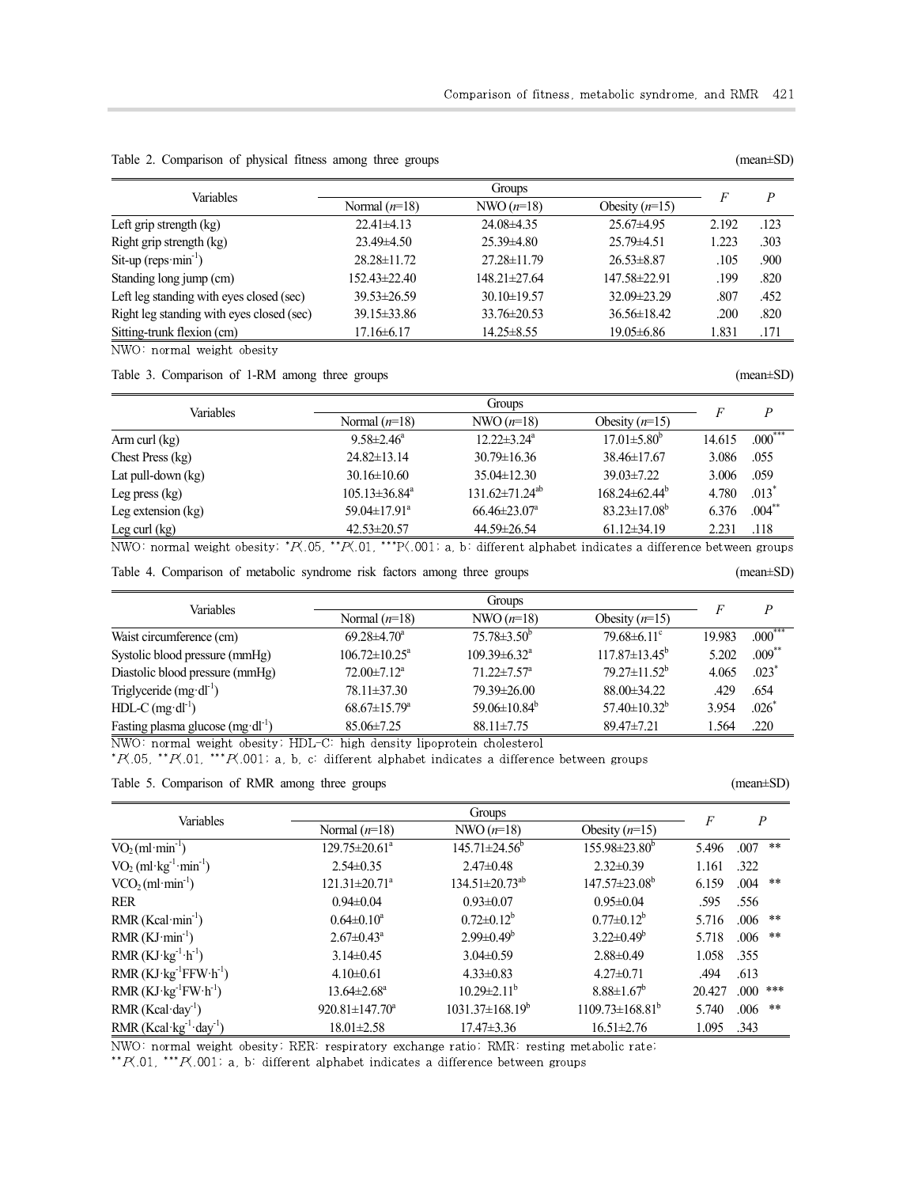Table 2. Comparison of physical fitness among three groups (mean±SD)

| Variables | Groups | | | $F$ | $P$ |
|---|---|---|---|---|---|
| | Normal ($n$=18) | NWO ($n$=18) | Obesity ($n$=15) | | |
| Left grip strength (kg) | 22.41±4.13 | 24.08±4.35 | 25.67±4.95 | 2.192 | .123 |
| Right grip strength (kg) | 23.49±4.50 | 25.39±4.80 | 25.79±4.51 | 1.223 | .303 |
| Sit-up (reps·min$^{-1}$) | 28.28±11.72 | 27.28±11.79 | 26.53±8.87 | .105 | .900 |
| Standing long jump (cm) | 152.43±22.40 | 148.21±27.64 | 147.58±22.91 | .199 | .820 |
| Left leg standing with eyes closed (sec) | 39.53±26.59 | 30.10±19.57 | 32.09±23.29 | .807 | .452 |
| Right leg standing with eyes closed (sec) | 39.15±33.86 | 33.76±20.53 | 36.56±18.42 | .200 | .820 |
| Sitting-trunk flexion (cm) | 17.16±6.17 | 14.25±8.55 | 19.05±6.86 | 1.831 | .171 |

NWO: normal weight obesity

Table 3. Comparison of 1-RM among three groups (mean±SD)

| Variables | Groups | | | $F$ | $P$ |
|---|---|---|---|---|---|
| | Normal ($n$=18) | NWO ($n$=18) | Obesity ($n$=15) | | |
| Arm curl (kg) | 9.58±2.46$^{a}$ | 12.22±3.24$^{a}$ | 17.01±5.80$^{b}$ | 14.615 | .000$^{***}$ |
| Chest Press (kg) | 24.82±13.14 | 30.79±16.36 | 38.46±17.67 | 3.086 | .055 |
| Lat pull-down (kg) | 30.16±10.60 | 35.04±12.30 | 39.03±7.22 | 3.006 | .059 |
| Leg press (kg) | 105.13±36.84$^{a}$ | 131.62±71.24$^{ab}$ | 168.24±62.44$^{b}$ | 4.780 | .013$^{*}$ |
| Leg extension (kg) | 59.04±17.91$^{a}$ | 66.46±23.07$^{a}$ | 83.23±17.08$^{b}$ | 6.376 | .004$^{**}$ |
| Leg curl (kg) | 42.53±20.57 | 44.59±26.54 | 61.12±34.19 | 2.231 | .118 |

NWO: normal weight obesity; *$P$<.05, **$P$<.01, ***$P$<.001; a, b: different alphabet indicates a difference between groups

Table 4. Comparison of metabolic syndrome risk factors among three groups (mean±SD)

| Variables | Groups | | | $F$ | $P$ |
|---|---|---|---|---|---|
| | Normal ($n$=18) | NWO ($n$=18) | Obesity ($n$=15) | | |
| Waist circumference (cm) | 69.28±4.70$^{a}$ | 75.78±3.50$^{b}$ | 79.68±6.11$^{c}$ | 19.983 | .000$^{***}$ |
| Systolic blood pressure (mmHg) | 106.72±10.25$^{a}$ | 109.39±6.32$^{a}$ | 117.87±13.45$^{b}$ | 5.202 | .009$^{**}$ |
| Diastolic blood pressure (mmHg) | 72.00±7.12$^{a}$ | 71.22±7.57$^{a}$ | 79.27±11.52$^{b}$ | 4.065 | .023$^{*}$ |
| Triglyceride (mg·dl$^{-1}$) | 78.11±37.30 | 79.39±26.00 | 88.00±34.22 | .429 | .654 |
| HDL-C (mg·dl$^{-1}$) | 68.67±15.79$^{a}$ | 59.06±10.84$^{b}$ | 57.40±10.32$^{b}$ | 3.954 | .026$^{*}$ |
| Fasting plasma glucose (mg·dl$^{-1}$) | 85.06±7.25 | 88.11±7.75 | 89.47±7.21 | 1.564 | .220 |

NWO: normal weight obesity; HDL-C: high density lipoprotein cholesterol
*$P$<.05, **$P$<.01, ***$P$<.001; a, b, c: different alphabet indicates a difference between groups

Table 5. Comparison of RMR among three groups (mean±SD)

| Variables | Groups | | | $F$ | $P$ |
|---|---|---|---|---|---|
| | Normal ($n$=18) | NWO ($n$=18) | Obesity ($n$=15) | | |
| $VO_2$ (ml·min$^{-1}$) | 129.75±20.61$^{a}$ | 145.71±24.56$^{b}$ | 155.98±23.80$^{b}$ | 5.496 | .007 ** |
| $VO_2$ (ml·kg$^{-1}$·min$^{-1}$) | 2.54±0.35 | 2.47±0.48 | 2.32±0.39 | 1.161 | .322 |
| $VCO_2$ (ml·min$^{-1}$) | 121.31±20.71$^{a}$ | 134.51±20.73$^{ab}$ | 147.57±23.08$^{b}$ | 6.159 | .004 ** |
| RER | 0.94±0.04 | 0.93±0.07 | 0.95±0.04 | .595 | .556 |
| RMR (Kcal·min$^{-1}$) | 0.64±0.10$^{a}$ | 0.72±0.12$^{b}$ | 0.77±0.12$^{b}$ | 5.716 | .006 ** |
| RMR (KJ·min$^{-1}$) | 2.67±0.43$^{a}$ | 2.99±0.49$^{b}$ | 3.22±0.49$^{b}$ | 5.718 | .006 ** |
| RMR (KJ·kg$^{-1}$·h$^{-1}$) | 3.14±0.45 | 3.04±0.59 | 2.88±0.49 | 1.058 | .355 |
| RMR (KJ·kg$^{-1}$FFW·h$^{-1}$) | 4.10±0.61 | 4.33±0.83 | 4.27±0.71 | .494 | .613 |
| RMR (KJ·kg$^{-1}$FW·h$^{-1}$) | 13.64±2.68$^{a}$ | 10.29±2.11$^{b}$ | 8.88±1.67$^{b}$ | 20.427 | .000 *** |
| RMR (Kcal·day$^{-1}$) | 920.81±147.70$^{a}$ | 1031.37±168.19$^{b}$ | 1109.73±168.81$^{b}$ | 5.740 | .006 ** |
| RMR (Kcal·kg$^{-1}$·day$^{-1}$) | 18.01±2.58 | 17.47±3.36 | 16.51±2.76 | 1.095 | .343 |

NWO: normal weight obesity; RER: respiratory exchange ratio; RMR: resting metabolic rate;
**$P$<.01, ***$P$<.001; a, b: different alphabet indicates a difference between groups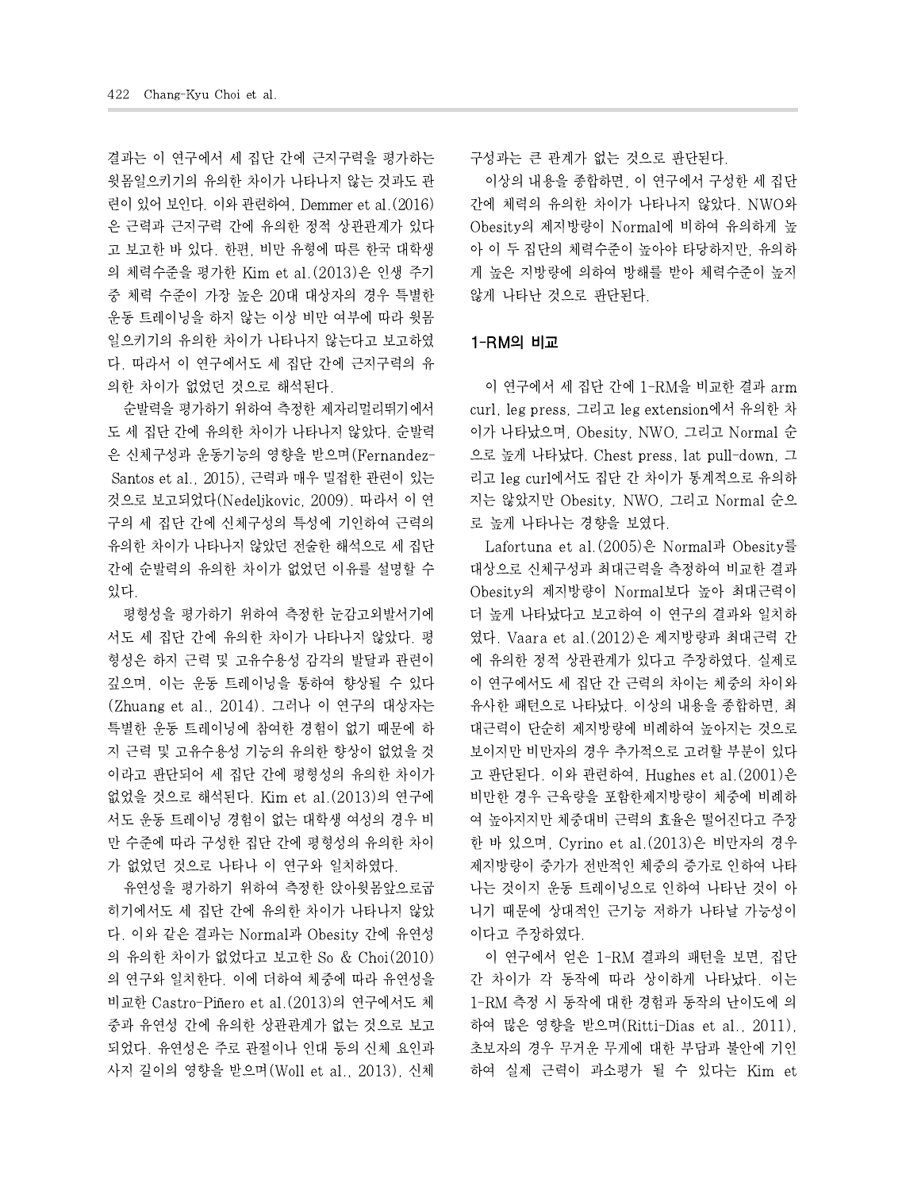결과는 이 연구에서 세 집단 간에 근지구력을 평가하는 윗몸일으키기의 유의한 차이가 나타나지 않는 것과도 관련이 있어 보인다. 이와 관련하여, Demmer et al.(2016)은 근력과 근지구력 간에 유의한 정적 상관관계가 있다고 보고한 바 있다. 한편, 비만 유형에 따른 한국 대학생의 체력수준을 평가한 Kim et al.(2013)은 인생 주기 중 체력 수준이 가장 높은 20대 대상자의 경우 특별한 운동 트레이닝을 하지 않는 이상 비만 여부에 따라 윗몸일으키기의 유의한 차이가 나타나지 않는다고 보고하였다. 따라서 이 연구에서도 세 집단 간에 근지구력의 유의한 차이가 없었던 것으로 해석된다.

순발력을 평가하기 위하여 측정한 제자리멀리뛰기에서도 세 집단 간에 유의한 차이가 나타나지 않았다. 순발력은 신체구성과 운동기능의 영향을 받으며(Fernandez-Santos et al., 2015), 근력과 매우 밀접한 관련이 있는 것으로 보고되었다(Nedeljkovic, 2009). 따라서 이 연구의 세 집단 간에 신체구성의 특성에 기인하여 근력의 유의한 차이가 나타나지 않았던 전술한 해석으로 세 집단 간에 순발력의 유의한 차이가 없었던 이유를 설명할 수 있다.

평형성을 평가하기 위하여 측정한 눈감고외발서기에서도 세 집단 간에 유의한 차이가 나타나지 않았다. 평형성은 하지 근력 및 고유수용성 감각의 발달과 관련이 깊으며, 이는 운동 트레이닝을 통하여 향상될 수 있다(Zhuang et al., 2014). 그러나 이 연구의 대상자는 특별한 운동 트레이닝에 참여한 경험이 없기 때문에 하지 근력 및 고유수용성 기능의 유의한 향상이 없었을 것이라고 판단되어 세 집단 간에 평형성의 유의한 차이가 없었을 것으로 해석된다. Kim et al.(2013)의 연구에서도 운동 트레이닝 경험이 없는 대학생 여성의 경우 비만 수준에 따라 구성한 집단 간에 평형성의 유의한 차이가 없었던 것으로 나타나 이 연구와 일치하였다.

유연성을 평가하기 위하여 측정한 앉아윗몸앞으로굽히기에서도 세 집단 간에 유의한 차이가 나타나지 않았다. 이와 같은 결과는 Normal과 Obesity 간에 유연성의 유의한 차이가 없었다고 보고한 So & Choi(2010)의 연구와 일치한다. 이에 더하여 체중에 따라 유연성을 비교한 Castro-Piñero et al.(2013)의 연구에서도 체중과 유연성 간에 유의한 상관관계가 없는 것으로 보고되었다. 유연성은 주로 관절이나 인대 등의 신체 요인과 사지 길이의 영향을 받으며(Woll et al., 2013), 신체구성과는 큰 관계가 없는 것으로 판단된다.

이상의 내용을 종합하면, 이 연구에서 구성한 세 집단 간에 체력의 유의한 차이가 나타나지 않았다. NWO와 Obesity의 제지방량이 Normal에 비하여 유의하게 높아 이 두 집단의 체력수준이 높아야 타당하지만, 유의하게 높은 지방량에 의하여 방해를 받아 체력수준이 높지 않게 나타난 것으로 판단된다.

## 1-RM의 비교

이 연구에서 세 집단 간에 1-RM을 비교한 결과 arm curl, leg press, 그리고 leg extension에서 유의한 차이가 나타났으며, Obesity, NWO, 그리고 Normal 순으로 높게 나타났다. Chest press, lat pull-down, 그리고 leg curl에서도 집단 간 차이가 통계적으로 유의하지는 않았지만 Obesity, NWO, 그리고 Normal 순으로 높게 나타나는 경향을 보였다.

Lafortuna et al.(2005)은 Normal과 Obesity를 대상으로 신체구성과 최대근력을 측정하여 비교한 결과 Obesity의 제지방량이 Normal보다 높아 최대근력이 더 높게 나타났다고 보고하여 이 연구의 결과와 일치하였다. Vaara et al.(2012)은 제지방량과 최대근력 간에 유의한 정적 상관관계가 있다고 주장하였다. 실제로 이 연구에서도 세 집단 간 근력의 차이는 체중의 차이와 유사한 패턴으로 나타났다. 이상의 내용을 종합하면, 최대근력이 단순히 제지방량에 비례하여 높아지는 것으로 보이지만 비만자의 경우 추가적으로 고려할 부분이 있다고 판단된다. 이와 관련하여, Hughes et al.(2001)은 비만한 경우 근육량을 포함한제지방량이 체중에 비례하여 높아지지만 체중대비 근력의 효율은 떨어진다고 주장한 바 있으며, Cyrino et al.(2013)은 비만자의 경우 제지방량이 증가가 전반적인 체중의 증가로 인하여 나타나는 것이지 운동 트레이닝으로 인하여 나타난 것이 아니기 때문에 상대적인 근기능 저하가 나타날 가능성이 이다고 주장하였다.

이 연구에서 얻은 1-RM 결과의 패턴을 보면, 집단 간 차이가 각 동작에 따라 상이하게 나타났다. 이는 1-RM 측정 시 동작에 대한 경험과 동작의 난이도에 의하여 많은 영향을 받으며(Ritti-Dias et al., 2011), 초보자의 경우 무거운 무게에 대한 부담과 불안에 기인하여 실제 근력이 과소평가 될 수 있다는 Kim et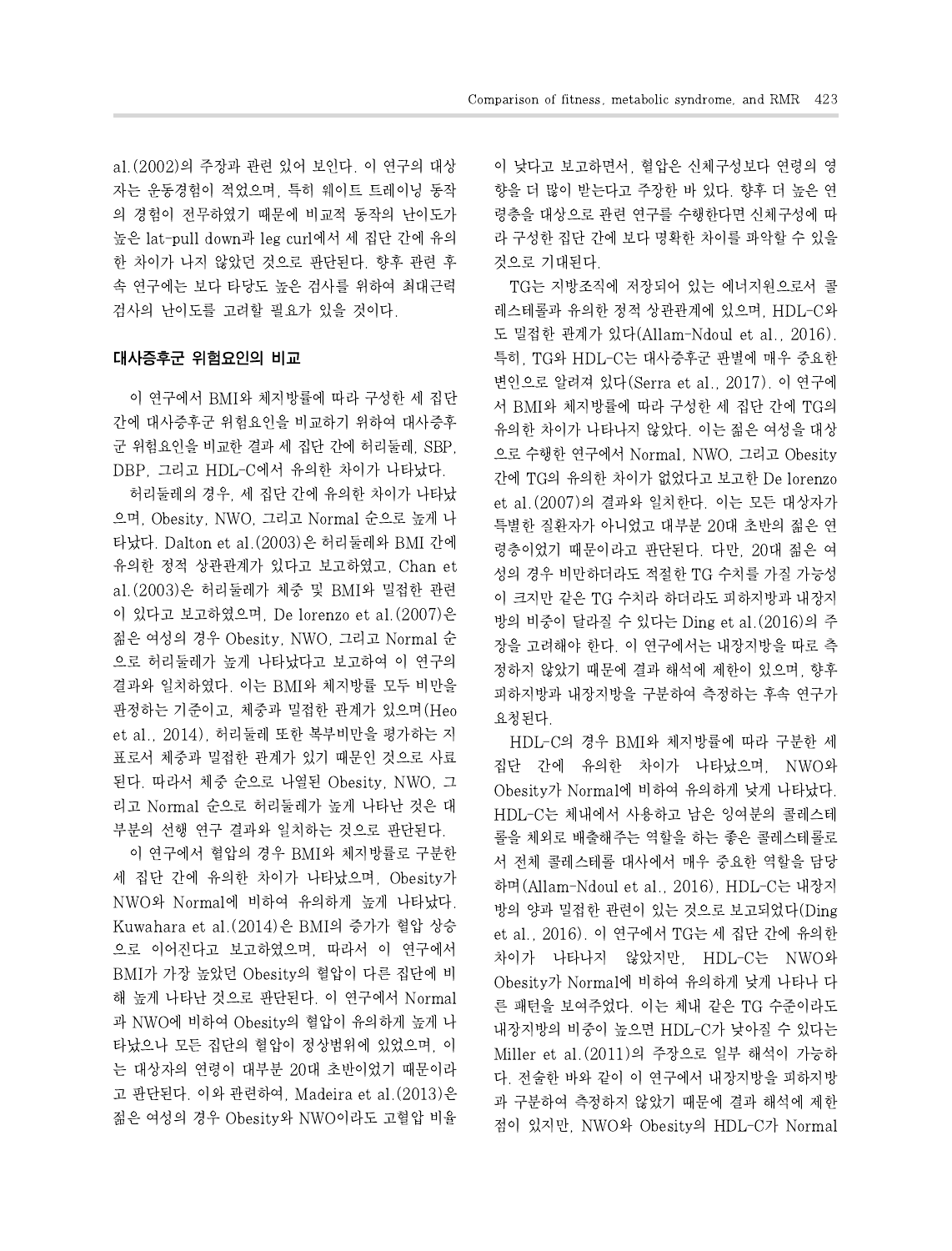al.(2002)의 주장과 관련 있어 보인다. 이 연구의 대상자는 운동경험이 적었으며, 특히 웨이트 트레이닝 동작의 경험이 전무하였기 때문에 비교적 동작의 난이도가 높은 lat-pull down과 leg curl에서 세 집단 간에 유의한 차이가 나지 않았던 것으로 판단된다. 향후 관련 후속 연구에는 보다 타당도 높은 검사를 위하여 최대근력 검사의 난이도를 고려할 필요가 있을 것이다.

### 대사증후군 위험요인의 비교

이 연구에서 BMI와 체지방률에 따라 구성한 세 집단 간에 대사증후군 위험요인을 비교하기 위하여 대사증후군 위험요인을 비교한 결과 세 집단 간에 허리둘레, SBP, DBP, 그리고 HDL-C에서 유의한 차이가 나타났다.

허리둘레의 경우, 세 집단 간에 유의한 차이가 나타났으며, Obesity, NWO, 그리고 Normal 순으로 높게 나타났다. Dalton et al.(2003)은 허리둘레와 BMI 간에 유의한 정적 상관관계가 있다고 보고하였고, Chan et al.(2003)은 허리둘레가 체중 및 BMI와 밀접한 관련이 있다고 보고하였으며, De lorenzo et al.(2007)은 젊은 여성의 경우 Obesity, NWO, 그리고 Normal 순으로 허리둘레가 높게 나타났다고 보고하여 이 연구의 결과와 일치하였다. 이는 BMI와 체지방률 모두 비만을 판정하는 기준이고, 체중과 밀접한 관계가 있으며(Heo et al., 2014), 허리둘레 또한 복부비만을 평가하는 지표로서 체중과 밀접한 관계가 있기 때문인 것으로 사료된다. 따라서 체중 순으로 나열된 Obesity, NWO, 그리고 Normal 순으로 허리둘레가 높게 나타난 것은 대부분의 선행 연구 결과와 일치하는 것으로 판단된다.

이 연구에서 혈압의 경우 BMI와 체지방률로 구분한 세 집단 간에 유의한 차이가 나타났으며, Obesity가 NWO와 Normal에 비하여 유의하게 높게 나타났다. Kuwahara et al.(2014)은 BMI의 증가가 혈압 상승으로 이어진다고 보고하였으며, 따라서 이 연구에서 BMI가 가장 높았던 Obesity의 혈압이 다른 집단에 비해 높게 나타난 것으로 판단된다. 이 연구에서 Normal과 NWO에 비하여 Obesity의 혈압이 유의하게 높게 나타났으나 모든 집단의 혈압이 정상범위에 있었으며, 이는 대상자의 연령이 대부분 20대 초반이었기 때문이라고 판단된다. 이와 관련하여, Madeira et al.(2013)은 젊은 여성의 경우 Obesity와 NWO이라도 고혈압 비율이 낮다고 보고하면서, 혈압은 신체구성보다 연령의 영향을 더 많이 받는다고 주장한 바 있다. 향후 더 높은 연령층을 대상으로 관련 연구를 수행한다면 신체구성에 따라 구성한 집단 간에 보다 명확한 차이를 파악할 수 있을 것으로 기대된다.

TG는 지방조직에 저장되어 있는 에너지원으로서 콜레스테롤과 유의한 정적 상관관계에 있으며, HDL-C와도 밀접한 관계가 있다(Allam-Ndoul et al., 2016). 특히, TG와 HDL-C는 대사증후군 판별에 매우 중요한 변인으로 알려져 있다(Serra et al., 2017). 이 연구에서 BMI와 체지방률에 따라 구성한 세 집단 간에 TG의 유의한 차이가 나타나지 않았다. 이는 젊은 여성을 대상으로 수행한 연구에서 Normal, NWO, 그리고 Obesity 간에 TG의 유의한 차이가 없었다고 보고한 De lorenzo et al.(2007)의 결과와 일치한다. 이는 모든 대상자가 특별한 질환자가 아니었고 대부분 20대 초반의 젊은 연령층이었기 때문이라고 판단된다. 다만, 20대 젊은 여성의 경우 비만하더라도 적절한 TG 수치를 가질 가능성이 크지만 같은 TG 수치라 하더라도 피하지방과 내장지방의 비중이 달라질 수 있다는 Ding et al.(2016)의 주장을 고려해야 한다. 이 연구에서는 내장지방을 따로 측정하지 않았기 때문에 결과 해석에 제한이 있으며, 향후 피하지방과 내장지방을 구분하여 측정하는 후속 연구가 요청된다.

HDL-C의 경우 BMI와 체지방률에 따라 구분한 세 집단 간에 유의한 차이가 나타났으며, NWO와 Obesity가 Normal에 비하여 유의하게 낮게 나타났다. HDL-C는 체내에서 사용하고 남은 잉여분의 콜레스테롤을 체외로 배출해주는 역할을 하는 좋은 콜레스테롤로서 전체 콜레스테롤 대사에서 매우 중요한 역할을 담당하며(Allam-Ndoul et al., 2016), HDL-C는 내장지방의 양과 밀접한 관련이 있는 것으로 보고되었다(Ding et al., 2016). 이 연구에서 TG는 세 집단 간에 유의한 차이가 나타나지 않았지만, HDL-C는 NWO와 Obesity가 Normal에 비하여 유의하게 낮게 나타나 다른 패턴을 보여주었다. 이는 체내 같은 TG 수준이라도 내장지방의 비중이 높으면 HDL-C가 낮아질 수 있다는 Miller et al.(2011)의 주장으로 일부 해석이 가능하다. 전술한 바와 같이 이 연구에서 내장지방을 피하지방과 구분하여 측정하지 않았기 때문에 결과 해석에 제한점이 있지만, NWO와 Obesity의 HDL-C가 Normal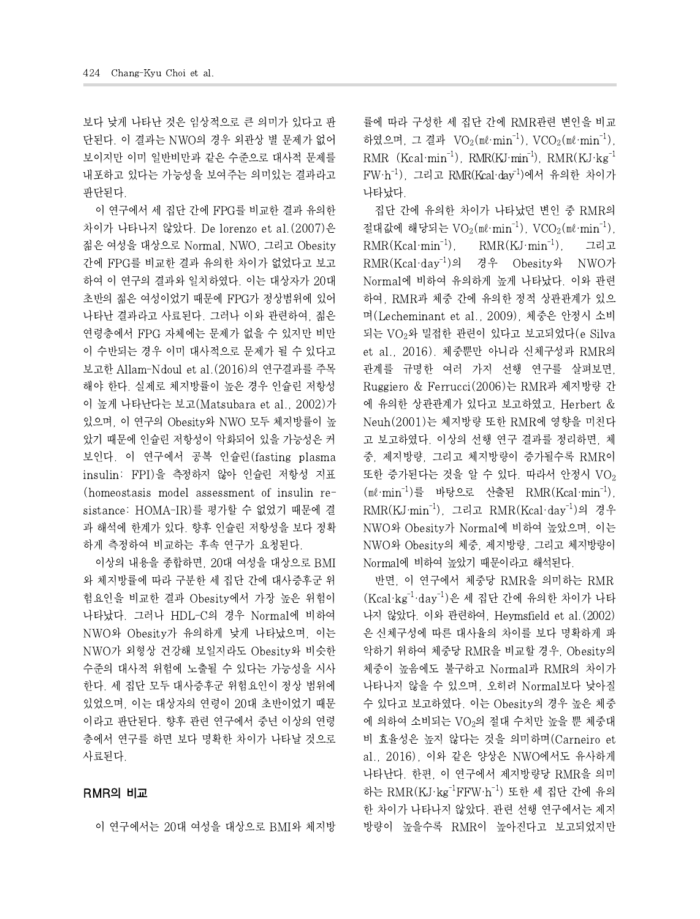보다 낮게 나타난 것은 임상적으로 큰 의미가 있다고 판단된다. 이 결과는 NWO의 경우 외관상 별 문제가 없어 보이지만 이미 일반비만과 같은 수준으로 대사적 문제를 내포하고 있다는 가능성을 보여주는 의미있는 결과라고 판단된다.

이 연구에서 세 집단 간에 FPG를 비교한 결과 유의한 차이가 나타나지 않았다. De lorenzo et al.(2007)은 젊은 여성을 대상으로 Normal, NWO, 그리고 Obesity 간에 FPG를 비교한 결과 유의한 차이가 없었다고 보고하여 이 연구의 결과와 일치하였다. 이는 대상자가 20대 초반의 젊은 여성이었기 때문에 FPG가 정상범위에 있어 나타난 결과라고 사료된다. 그러나 이와 관련하여, 젊은 연령층에서 FPG 자체에는 문제가 없을 수 있지만 비만이 수반되는 경우 이미 대사적으로 문제가 될 수 있다고 보고한 Allam-Ndoul et al.(2016)의 연구결과를 주목해야 한다. 실제로 체지방률이 높은 경우 인슐린 저항성이 높게 나타난다는 보고(Matsubara et al., 2002)가 있으며, 이 연구의 Obesity와 NWO 모두 체지방률이 높았기 때문에 인슐린 저항성이 악화되어 있을 가능성은 커 보인다. 이 연구에서 공복 인슐린(fasting plasma insulin: FPI)을 측정하지 않아 인슐린 저항성 지표(homeostasis model assessment of insulin resistance: HOMA-IR)를 평가할 수 없었기 때문에 결과 해석에 한계가 있다. 향후 인슐린 저항성을 보다 정확하게 측정하여 비교하는 후속 연구가 요청된다.

이상의 내용을 종합하면, 20대 여성을 대상으로 BMI와 체지방률에 따라 구분한 세 집단 간에 대사증후군 위험요인을 비교한 결과 Obesity에서 가장 높은 위험이 나타났다. 그러나 HDL-C의 경우 Normal에 비하여 NWO와 Obesity가 유의하게 낮게 나타났으며, 이는 NWO가 외형상 건강해 보일지라도 Obesity와 비슷한 수준의 대사적 위험에 노출될 수 있다는 가능성을 시사한다. 세 집단 모두 대사증후군 위험요인이 정상 범위에 있었으며, 이는 대상자의 연령이 20대 초반이었기 때문이라고 판단된다. 향후 관련 연구에서 중년 이상의 연령층에서 연구를 하면 보다 명확한 차이가 나타날 것으로 사료된다.

## RMR의 비교

이 연구에서는 20대 여성을 대상으로 BMI와 체지방률에 따라 구성한 세 집단 간에 RMR관련 변인을 비교하였으며, 그 결과 $VO_2$(㎖·$min^{-1}$), $VCO_2$(㎖·$min^{-1}$), RMR (Kcal·$min^{-1}$), RMR(KJ·$min^{-1}$), RMR(KJ·$kg^{-1}$ FW·$h^{-1}$), 그리고 RMR(Kcal·$day^{-1}$)에서 유의한 차이가 나타났다.

집단 간에 유의한 차이가 나타났던 변인 중 RMR의 절대값에 해당되는 $VO_2$(㎖·$min^{-1}$), $VCO_2$(㎖·$min^{-1}$), RMR(Kcal·$min^{-1}$), RMR(KJ·$min^{-1}$), 그리고 RMR(Kcal·$day^{-1}$)의 경우 Obesity와 NWO가 Normal에 비하여 유의하게 높게 나타났다. 이와 관련하여, RMR과 체중 간에 유의한 정적 상관관계가 있으며(Lecheminant et al., 2009), 체중은 안정시 소비되는 $VO_2$와 밀접한 관련이 있다고 보고되었다(e Silva et al., 2016). 체중뿐만 아니라 신체구성과 RMR의 관계를 규명한 여러 가지 선행 연구를 살펴보면, Ruggiero & Ferrucci(2006)는 RMR과 제지방량 간에 유의한 상관관계가 있다고 보고하였고, Herbert & Neuh(2001)는 체지방량 또한 RMR에 영향을 미친다고 보고하였다. 이상의 선행 연구 결과를 정리하면, 체중, 제지방량, 그리고 체지방량이 증가될수록 RMR이 또한 증가된다는 것을 알 수 있다. 따라서 안정시 $VO_2$(㎖·$min^{-1}$)를 바탕으로 산출된 RMR(Kcal·$min^{-1}$), RMR(KJ·$min^{-1}$), 그리고 RMR(Kcal·$day^{-1}$)의 경우 NWO와 Obesity가 Normal에 비하여 높았으며, 이는 NWO와 Obesity의 체중, 제지방량, 그리고 체지방량이 Normal에 비하여 높았기 때문이라고 해석된다.

반면, 이 연구에서 체중당 RMR을 의미하는 RMR (Kcal·$kg^{-1}$·$day^{-1}$)은 세 집단 간에 유의한 차이가 나타나지 않았다. 이와 관련하여, Heymsfield et al.(2002)은 신체구성에 따른 대사율의 차이를 보다 명확하게 파악하기 위하여 체중당 RMR을 비교할 경우, Obesity의 체중이 높음에도 불구하고 Normal과 RMR의 차이가 나타나지 않을 수 있으며, 오히려 Normal보다 낮아질 수 있다고 보고하였다. 이는 Obesity의 경우 높은 체중에 의하여 소비되는 $VO_2$의 절대 수치만 높을 뿐 체중대비 효율성은 높지 않다는 것을 의미하며(Carneiro et al., 2016), 이와 같은 양상은 NWO에서도 유사하게 나타난다. 한편, 이 연구에서 제지방량당 RMR을 의미하는 RMR(KJ·$kg^{-1}$FFW·$h^{-1}$) 또한 세 집단 간에 유의한 차이가 나타나지 않았다. 관련 선행 연구에서는 제지방량이 높을수록 RMR이 높아진다고 보고되었지만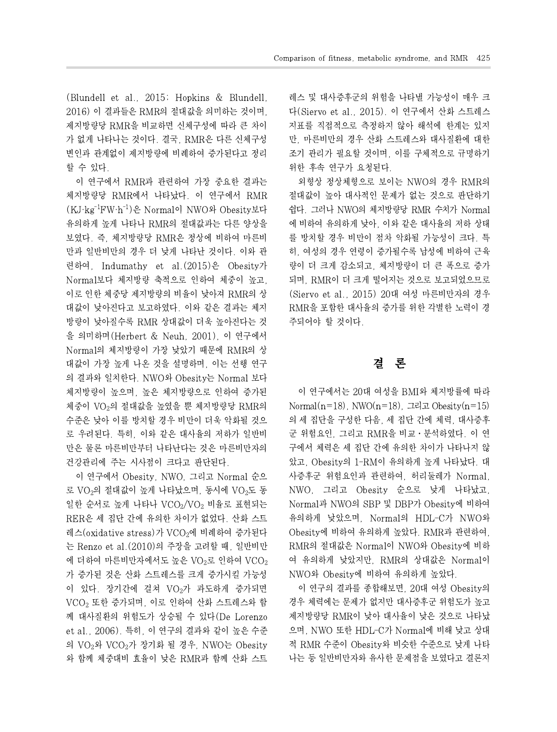(Blundell et al., 2015; Hopkins & Blundell, 2016) 이 결과들은 RMR의 절대값을 의미하는 것이며, 제지방량당 RMR을 비교하면 신체구성에 따라 큰 차이가 없게 나타나는 것이다. 결국, RMR은 다른 신체구성 변인과 관계없이 제지방량에 비례하여 증가된다고 정리할 수 있다.

이 연구에서 RMR과 관련하여 가장 중요한 결과는 체지방량당 RMR에서 나타났다. 이 연구에서 RMR ($KJ \cdot kg^{-1}FW \cdot h^{-1}$)은 Normal이 NWO와 Obesity보다 유의하게 높게 나타나 RMR의 절대값과는 다른 양상을 보였다. 즉, 체지방량당 RMR은 정상에 비하여 마른비만과 일반비만의 경우 더 낮게 나타난 것이다. 이와 관련하여, Indumathy et al.(2015)은 Obesity가 Normal보다 체지방 축적으로 인하여 체중이 높고, 이로 인한 체중당 제지방량의 비율이 낮아져 RMR의 상대값이 낮아진다고 보고하였다. 이와 같은 결과는 체지방량이 낮아질수록 RMR 상대값이 더욱 높아진다는 것을 의미하며(Herbert & Neuh, 2001), 이 연구에서 Normal의 체지방량이 가장 낮았기 때문에 RMR의 상대값이 가장 높게 나온 것을 설명하며, 이는 선행 연구의 결과와 일치한다. NWO와 Obesity는 Normal 보다 체지방량이 높으며, 높은 체지방량으로 인하여 증가된 체중이 $VO_2$의 절대값을 높였을 뿐 체지방량당 RMR의 수준은 낮아 이를 방치할 경우 비만이 더욱 악화될 것으로 우려된다. 특히, 이와 같은 대사율의 저하가 일반비만은 물론 마른비만부터 나타난다는 것은 마른비만자의 건강관리에 주는 시사점이 크다고 판단된다.

이 연구에서 Obesity, NWO, 그리고 Normal 순으로 $VO_2$의 절대값이 높게 나타났으며, 동시에 $VO_2$도 동일한 순서로 높게 나타나 $VCO_2/VO_2$ 비율로 표현되는 RER은 세 집단 간에 유의한 차이가 없었다. 산화 스트레스(oxidative stress)가 $VCO_2$에 비례하여 증가된다는 Renzo et al.(2010)의 주장을 고려할 때, 일반비만에 더하여 마른비만자에서도 높은 $VO_2$로 인하여 $VCO_2$가 증가된 것은 산화 스트레스를 크게 증가시킬 가능성이 있다. 장기간에 걸쳐 $VO_2$가 과도하게 증가되면 $VCO_2$ 또한 증가되며, 이로 인하여 산화 스트레스와 함께 대사질환의 위험도가 상승될 수 있다(De Lorenzo et al., 2006). 특히, 이 연구의 결과와 같이 높은 수준의 $VO_2$와 $VCO_2$가 장기화 될 경우, NWO는 Obesity와 함께 체중대비 효율이 낮은 RMR과 함께 산화 스트레스 및 대사증후군의 위험을 나타낼 가능성이 매우 크다(Siervo et al., 2015). 이 연구에서 산화 스트레스 지표를 직접적으로 측정하지 않아 해석에 한계는 있지만, 마른비만의 경우 산화 스트레스와 대사질환에 대한 조기 관리가 필요할 것이며, 이를 구체적으로 규명하기 위한 후속 연구가 요청된다.

외형상 정상체형으로 보이는 NWO의 경우 RMR의 절대값이 높아 대사적인 문제가 없는 것으로 판단하기 쉽다. 그러나 NWO의 체지방량당 RMR 수치가 Normal에 비하여 유의하게 낮아, 이와 같은 대사율의 저하 상태를 방치할 경우 비만이 점차 악화될 가능성이 크다. 특히, 여성의 경우 연령이 증가될수록 남성에 비하여 근육량이 더 크게 감소되고, 체지방량이 더 큰 폭으로 증가되며, RMR이 더 크게 떨어지는 것으로 보고되었으므로(Siervo et al., 2015) 20대 여성 마른비만자의 경우 RMR을 포함한 대사율의 증가를 위한 각별한 노력이 경주되어야 할 것이다.

## 결 론

이 연구에서는 20대 여성을 BMI와 체지방률에 따라 Normal(n=18), NWO(n=18), 그리고 Obesity(n=15)의 세 집단을 구성한 다음, 세 집단 간에 체력, 대사증후군 위험요인, 그리고 RMR을 비교・분석하였다. 이 연구에서 체력은 세 집단 간에 유의한 차이가 나타나지 않았고, Obesity의 1-RM이 유의하게 높게 나타났다. 대사증후군 위험요인과 관련하여, 허리둘레가 Normal, NWO, 그리고 Obesity 순으로 낮게 나타났고, Normal과 NWO의 SBP 및 DBP가 Obesity에 비하여 유의하게 낮았으며, Normal의 HDL-C가 NWO와 Obesity에 비하여 유의하게 높았다. RMR과 관련하여, RMR의 절대값은 Normal이 NWO와 Obesity에 비하여 유의하게 낮았지만, RMR의 상대값은 Normal이 NWO와 Obesity에 비하여 유의하게 높았다.

이 연구의 결과를 종합해보면, 20대 여성 Obesity의 경우 체력에는 문제가 없지만 대사증후군 위험도가 높고 체지방량당 RMR이 낮아 대사율이 낮은 것으로 나타났으며, NWO 또한 HDL-C가 Normal에 비해 낮고 상대적 RMR 수준이 Obesity와 비슷한 수준으로 낮게 나타나는 등 일반비만자와 유사한 문제점을 보였다고 결론지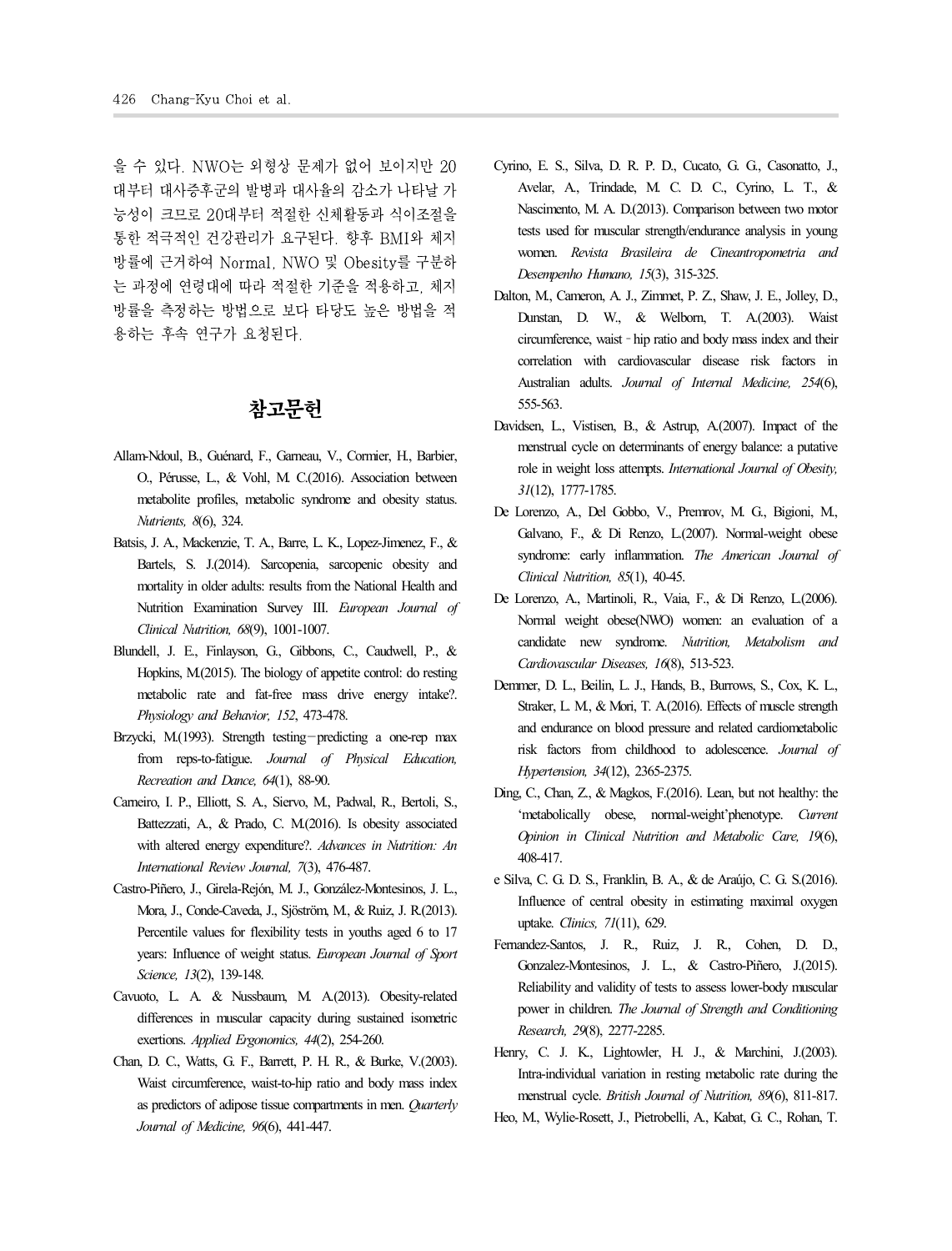을 수 있다. NWO는 외형상 문제가 없어 보이지만 20대부터 대사증후군의 발병과 대사율의 감소가 나타날 가능성이 크므로 20대부터 적절한 신체활동과 식이조절을 통한 적극적인 건강관리가 요구된다. 향후 BMI와 체지방률에 근거하여 Normal, NWO 및 Obesity를 구분하는 과정에 연령대에 따라 적절한 기준을 적용하고, 체지방률을 측정하는 방법으로 보다 타당도 높은 방법을 적용하는 후속 연구가 요청된다.

## 참고문헌

Allam-Ndoul, B., Guénard, F., Garneau, V., Cormier, H., Barbier, O., Pérusse, L., & Vohl, M. C.(2016). Association between metabolite profiles, metabolic syndrome and obesity status. *Nutrients, 8*(6), 324.

Batsis, J. A., Mackenzie, T. A., Barre, L. K., Lopez-Jimenez, F., & Bartels, S. J.(2014). Sarcopenia, sarcopenic obesity and mortality in older adults: results from the National Health and Nutrition Examination Survey III. *European Journal of Clinical Nutrition, 68*(9), 1001-1007.

Blundell, J. E., Finlayson, G., Gibbons, C., Caudwell, P., & Hopkins, M.(2015). The biology of appetite control: do resting metabolic rate and fat-free mass drive energy intake?. *Physiology and Behavior, 152*, 473-478.

Brzycki, M.(1993). Strength testing—predicting a one-rep max from reps-to-fatigue. *Journal of Physical Education, Recreation and Dance, 64*(1), 88-90.

Carneiro, I. P., Elliott, S. A., Siervo, M., Padwal, R., Bertoli, S., Battezzati, A., & Prado, C. M.(2016). Is obesity associated with altered energy expenditure?. *Advances in Nutrition: An International Review Journal, 7*(3), 476-487.

Castro-Piñero, J., Girela-Rejón, M. J., González-Montesinos, J. L., Mora, J., Conde-Caveda, J., Sjöström, M., & Ruiz, J. R.(2013). Percentile values for flexibility tests in youths aged 6 to 17 years: Influence of weight status. *European Journal of Sport Science, 13*(2), 139-148.

Cavuoto, L. A. & Nussbaum, M. A.(2013). Obesity-related differences in muscular capacity during sustained isometric exertions. *Applied Ergonomics, 44*(2), 254-260.

Chan, D. C., Watts, G. F., Barrett, P. H. R., & Burke, V.(2003). Waist circumference, waist-to-hip ratio and body mass index as predictors of adipose tissue compartments in men. *Quarterly Journal of Medicine, 96*(6), 441-447.

Cyrino, E. S., Silva, D. R. P. D., Cucato, G. G., Casonatto, J., Avelar, A., Trindade, M. C. D. C., Cyrino, L. T., & Nascimento, M. A. D.(2013). Comparison between two motor tests used for muscular strength/endurance analysis in young women. *Revista Brasileira de Cineantropometria and Desempenho Humano, 15*(3), 315-325.

Dalton, M., Cameron, A. J., Zimmet, P. Z., Shaw, J. E., Jolley, D., Dunstan, D. W., & Welborn, T. A.(2003). Waist circumference, waist–hip ratio and body mass index and their correlation with cardiovascular disease risk factors in Australian adults. *Journal of Internal Medicine, 254*(6), 555-563.

Davidsen, L., Vistisen, B., & Astrup, A.(2007). Impact of the menstrual cycle on determinants of energy balance: a putative role in weight loss attempts. *International Journal of Obesity, 31*(12), 1777-1785.

De Lorenzo, A., Del Gobbo, V., Premrov, M. G., Bigioni, M., Galvano, F., & Di Renzo, L.(2007). Normal-weight obese syndrome: early inflammation. *The American Journal of Clinical Nutrition, 85*(1), 40-45.

De Lorenzo, A., Martinoli, R., Vaia, F., & Di Renzo, L.(2006). Normal weight obese(NWO) women: an evaluation of a candidate new syndrome. *Nutrition, Metabolism and Cardiovascular Diseases, 16*(8), 513-523.

Demmer, D. L., Beilin, L. J., Hands, B., Burrows, S., Cox, K. L., Straker, L. M., & Mori, T. A.(2016). Effects of muscle strength and endurance on blood pressure and related cardiometabolic risk factors from childhood to adolescence. *Journal of Hypertension, 34*(12), 2365-2375.

Ding, C., Chan, Z., & Magkos, F.(2016). Lean, but not healthy: the 'metabolically obese, normal-weight'phenotype. *Current Opinion in Clinical Nutrition and Metabolic Care, 19*(6), 408-417.

e Silva, C. G. D. S., Franklin, B. A., & de Araújo, C. G. S.(2016). Influence of central obesity in estimating maximal oxygen uptake. *Clinics, 71*(11), 629.

Fernandez-Santos, J. R., Ruiz, J. R., Cohen, D. D., Gonzalez-Montesinos, J. L., & Castro-Piñero, J.(2015). Reliability and validity of tests to assess lower-body muscular power in children. *The Journal of Strength and Conditioning Research, 29*(8), 2277-2285.

Henry, C. J. K., Lightowler, H. J., & Marchini, J.(2003). Intra-individual variation in resting metabolic rate during the menstrual cycle. *British Journal of Nutrition, 89*(6), 811-817.

Heo, M., Wylie-Rosett, J., Pietrobelli, A., Kabat, G. C., Rohan, T.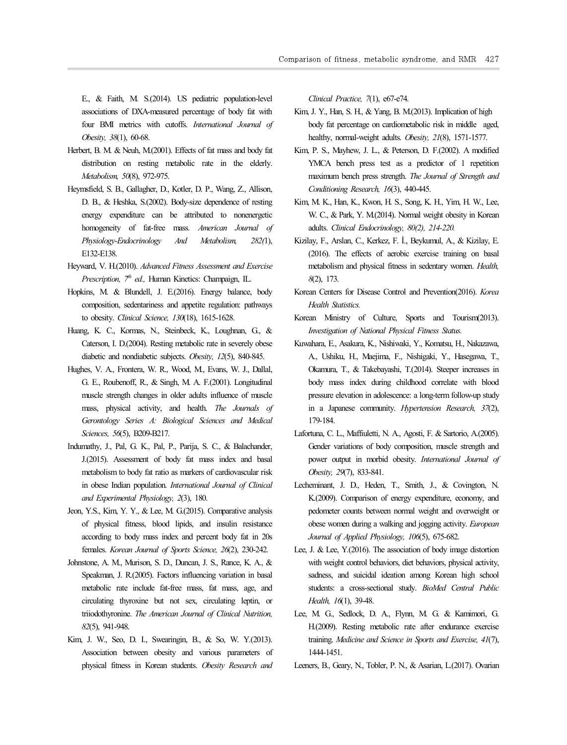E., & Faith, M. S.(2014). US pediatric population-level associations of DXA-measured percentage of body fat with four BMI metrics with cutoffs. *International Journal of Obesity, 38*(1), 60-68.

Herbert, B. M. & Neuh, M.(2001). Effects of fat mass and body fat distribution on resting metabolic rate in the elderly. *Metabolism, 50*(8), 972-975.

Heymsfield, S. B., Gallagher, D., Kotler, D. P., Wang, Z., Allison, D. B., & Heshka, S.(2002). Body-size dependence of resting energy expenditure can be attributed to nonenergetic homogeneity of fat-free mass. *American Journal of Physiology-Endocrinology And Metabolism, 282(*1), E132-E138.

Heyward, V. H.(2010). *Advanced Fitness Assessment and Exercise Prescription, 7th ed.,* Human Kinetics: Champaign, IL.

Hopkins, M. & Blundell, J. E.(2016). Energy balance, body composition, sedentariness and appetite regulation: pathways to obesity. *Clinical Science, 130*(18), 1615-1628.

Huang, K. C., Kormas, N., Steinbeck, K., Loughnan, G., & Caterson, I. D.(2004). Resting metabolic rate in severely obese diabetic and nondiabetic subjects. *Obesity, 12*(5), 840-845.

Hughes, V. A., Frontera, W. R., Wood, M., Evans, W. J., Dallal, G. E., Roubenoff, R., & Singh, M. A. F.(2001). Longitudinal muscle strength changes in older adults influence of muscle mass, physical activity, and health. *The Journals of Gerontology Series A: Biological Sciences and Medical Sciences, 56*(5), B209-B217.

Indumathy, J., Pal, G. K., Pal, P., Parija, S. C., & Balachander, J.(2015). Assessment of body fat mass index and basal metabolism to body fat ratio as markers of cardiovascular risk in obese Indian population. *International Journal of Clinical and Experimental Physiology, 2*(3), 180.

Jeon, Y.S., Kim, Y. Y., & Lee, M. G.(2015). Comparative analysis of physical fitness, blood lipids, and insulin resistance according to body mass index and percent body fat in 20s females. *Korean Journal of Sports Science, 26*(2), 230-242.

Johnstone, A. M., Murison, S. D., Duncan, J. S., Rance, K. A., & Speakman, J. R.(2005). Factors influencing variation in basal metabolic rate include fat-free mass, fat mass, age, and circulating thyroxine but not sex, circulating leptin, or triiodothyronine. *The American Journal of Clinical Nutrition, 82*(5), 941-948.

Kim, J. W., Seo, D. I., Swearingin, B., & So, W. Y.(2013). Association between obesity and various parameters of physical fitness in Korean students. *Obesity Research and Clinical Practice, 7*(1), e67-e74.

Kim, J. Y., Han, S. H., & Yang, B. M.(2013). Implication of high body fat percentage on cardiometabolic risk in middle aged, healthy, normal-weight adults. *Obesity, 21*(8), 1571-1577.

Kim, P. S., Mayhew, J. L., & Peterson, D. F.(2002). A modified YMCA bench press test as a predictor of 1 repetition maximum bench press strength. *The Journal of Strength and Conditioning Research, 16*(3), 440-445.

Kim, M. K., Han, K., Kwon, H. S., Song, K. H., Yim, H. W., Lee, W. C., & Park, Y. M.(2014). Normal weight obesity in Korean adults. *Clinical Endocrinology, 80(2), 214-220.*

Kizilay, F., Arslan, C., Kerkez, F. İ., Beykumul, A., & Kizilay, E. (2016). The effects of aerobic exercise training on basal metabolism and physical fitness in sedentary women. *Health, 8*(2), 173.

Korean Centers for Disease Control and Prevention(2016). *Korea Health Statistics.*

Korean Ministry of Culture, Sports and Tourism(2013). *Investigation of National Physical Fitness Status.*

Kuwahara, E., Asakura, K., Nishiwaki, Y., Komatsu, H., Nakazawa, A., Ushiku, H., Maejima, F., Nishigaki, Y., Hasegawa, T., Okamura, T., & Takebayashi, T.(2014). Steeper increases in body mass index during childhood correlate with blood pressure elevation in adolescence: a long-term follow-up study in a Japanese community. *Hypertension Research, 37*(2), 179-184.

Lafortuna, C. L., Maffiuletti, N. A., Agosti, F. & Sartorio, A.(2005). Gender variations of body composition, muscle strength and power output in morbid obesity. *International Journal of Obesity, 29*(7), 833-841.

Lecheminant, J. D., Heden, T., Smith, J., & Covington, N. K.(2009). Comparison of energy expenditure, economy, and pedometer counts between normal weight and overweight or obese women during a walking and jogging activity. *European Journal of Applied Physiology, 106*(5), 675-682.

Lee, J. & Lee, Y.(2016). The association of body image distortion with weight control behaviors, diet behaviors, physical activity, sadness, and suicidal ideation among Korean high school students: a cross-sectional study. *BioMed Central Public Health, 16*(1), 39-48.

Lee, M. G., Sedlock, D. A., Flynn, M. G. & Kamimori, G. H.(2009). Resting metabolic rate after endurance exercise training. *Medicine and Science in Sports and Exercise, 41*(7), 1444-1451.

Leeners, B., Geary, N., Tobler, P. N., & Asarian, L.(2017). Ovarian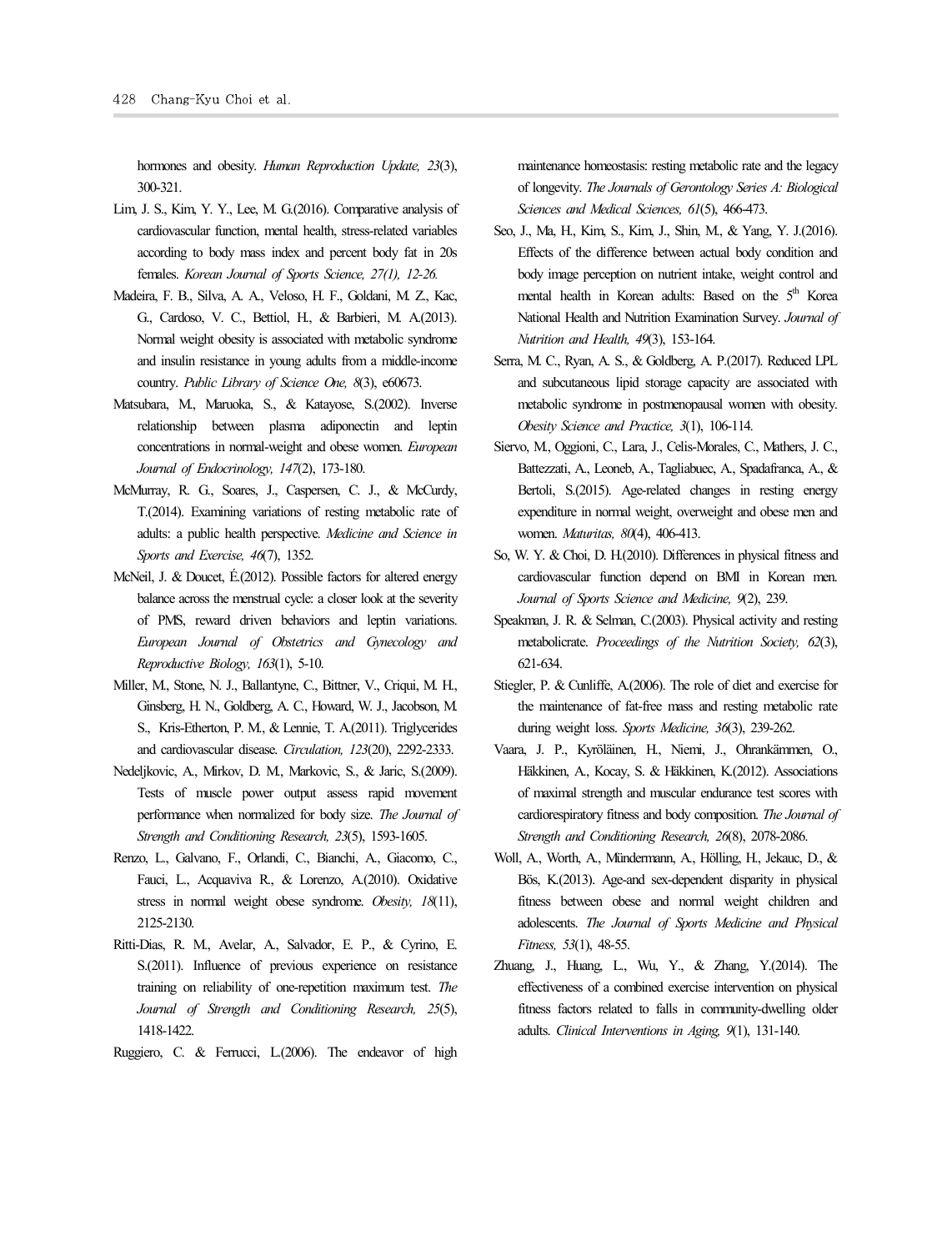hormones and obesity. *Human Reproduction Update, 23*(3), 300-321.

Lim, J. S., Kim, Y. Y., Lee, M. G.(2016). Comparative analysis of cardiovascular function, mental health, stress-related variables according to body mass index and percent body fat in 20s females. *Korean Journal of Sports Science, 27(1), 12-26.*

Madeira, F. B., Silva, A. A., Veloso, H. F., Goldani, M. Z., Kac, G., Cardoso, V. C., Bettiol, H., & Barbieri, M. A.(2013). Normal weight obesity is associated with metabolic syndrome and insulin resistance in young adults from a middle-income country. *Public Library of Science One, 8*(3), e60673.

Matsubara, M., Maruoka, S., & Katayose, S.(2002). Inverse relationship between plasma adiponectin and leptin concentrations in normal-weight and obese women. *European Journal of Endocrinology, 147*(2), 173-180.

McMurray, R. G., Soares, J., Caspersen, C. J., & McCurdy, T.(2014). Examining variations of resting metabolic rate of adults: a public health perspective. *Medicine and Science in Sports and Exercise, 46*(7), 1352.

McNeil, J. & Doucet, É.(2012). Possible factors for altered energy balance across the menstrual cycle: a closer look at the severity of PMS, reward driven behaviors and leptin variations. *European Journal of Obstetrics and Gynecology and Reproductive Biology, 163*(1), 5-10.

Miller, M., Stone, N. J., Ballantyne, C., Bittner, V., Criqui, M. H., Ginsberg, H. N., Goldberg, A. C., Howard, W. J., Jacobson, M. S., Kris-Etherton, P. M., & Lennie, T. A.(2011). Triglycerides and cardiovascular disease. *Circulation, 123*(20), 2292-2333.

Nedeljkovic, A., Mirkov, D. M., Markovic, S., & Jaric, S.(2009). Tests of muscle power output assess rapid movement performance when normalized for body size. *The Journal of Strength and Conditioning Research, 23*(5), 1593-1605.

Renzo, L., Galvano, F., Orlandi, C., Bianchi, A., Giacomo, C., Fauci, L., Acquaviva R., & Lorenzo, A.(2010). Oxidative stress in normal weight obese syndrome. *Obesity, 18*(11), 2125-2130.

Ritti-Dias, R. M., Avelar, A., Salvador, E. P., & Cyrino, E. S.(2011). Influence of previous experience on resistance training on reliability of one-repetition maximum test. *The Journal of Strength and Conditioning Research, 25*(5), 1418-1422.

Ruggiero, C. & Ferrucci, L.(2006). The endeavor of high maintenance homeostasis: resting metabolic rate and the legacy of longevity. *The Journals of Gerontology Series A: Biological Sciences and Medical Sciences, 61*(5), 466-473.

Seo, J., Ma, H., Kim, S., Kim, J., Shin, M., & Yang, Y. J.(2016). Effects of the difference between actual body condition and body image perception on nutrient intake, weight control and mental health in Korean adults: Based on the 5th Korea National Health and Nutrition Examination Survey. *Journal of Nutrition and Health, 49*(3), 153-164.

Serra, M. C., Ryan, A. S., & Goldberg, A. P.(2017). Reduced LPL and subcutaneous lipid storage capacity are associated with metabolic syndrome in postmenopausal women with obesity. *Obesity Science and Practice, 3*(1), 106-114.

Siervo, M., Oggioni, C., Lara, J., Celis-Morales, C., Mathers, J. C., Battezzati, A., Leoneb, A., Tagliabuec, A., Spadafranca, A., & Bertoli, S.(2015). Age-related changes in resting energy expenditure in normal weight, overweight and obese men and women. *Maturitas, 80*(4), 406-413.

So, W. Y. & Choi, D. H.(2010). Differences in physical fitness and cardiovascular function depend on BMI in Korean men. *Journal of Sports Science and Medicine, 9*(2), 239.

Speakman, J. R. & Selman, C.(2003). Physical activity and resting metabolicrate. *Proceedings of the Nutrition Society, 62*(3), 621-634.

Stiegler, P. & Cunliffe, A.(2006). The role of diet and exercise for the maintenance of fat-free mass and resting metabolic rate during weight loss. *Sports Medicine, 36*(3), 239-262.

Vaara, J. P., Kyröläinen, H., Niemi, J., Ohrankämmen, O., Häkkinen, A., Kocay, S. & Häkkinen, K.(2012). Associations of maximal strength and muscular endurance test scores with cardiorespiratory fitness and body composition. *The Journal of Strength and Conditioning Research, 26*(8), 2078-2086.

Woll, A., Worth, A., Mündermann, A., Hölling, H., Jekauc, D., & Bös, K.(2013). Age-and sex-dependent disparity in physical fitness between obese and normal weight children and adolescents. *The Journal of Sports Medicine and Physical Fitness, 53*(1), 48-55.

Zhuang, J., Huang, L., Wu, Y., & Zhang, Y.(2014). The effectiveness of a combined exercise intervention on physical fitness factors related to falls in community-dwelling older adults. *Clinical Interventions in Aging, 9*(1), 131-140.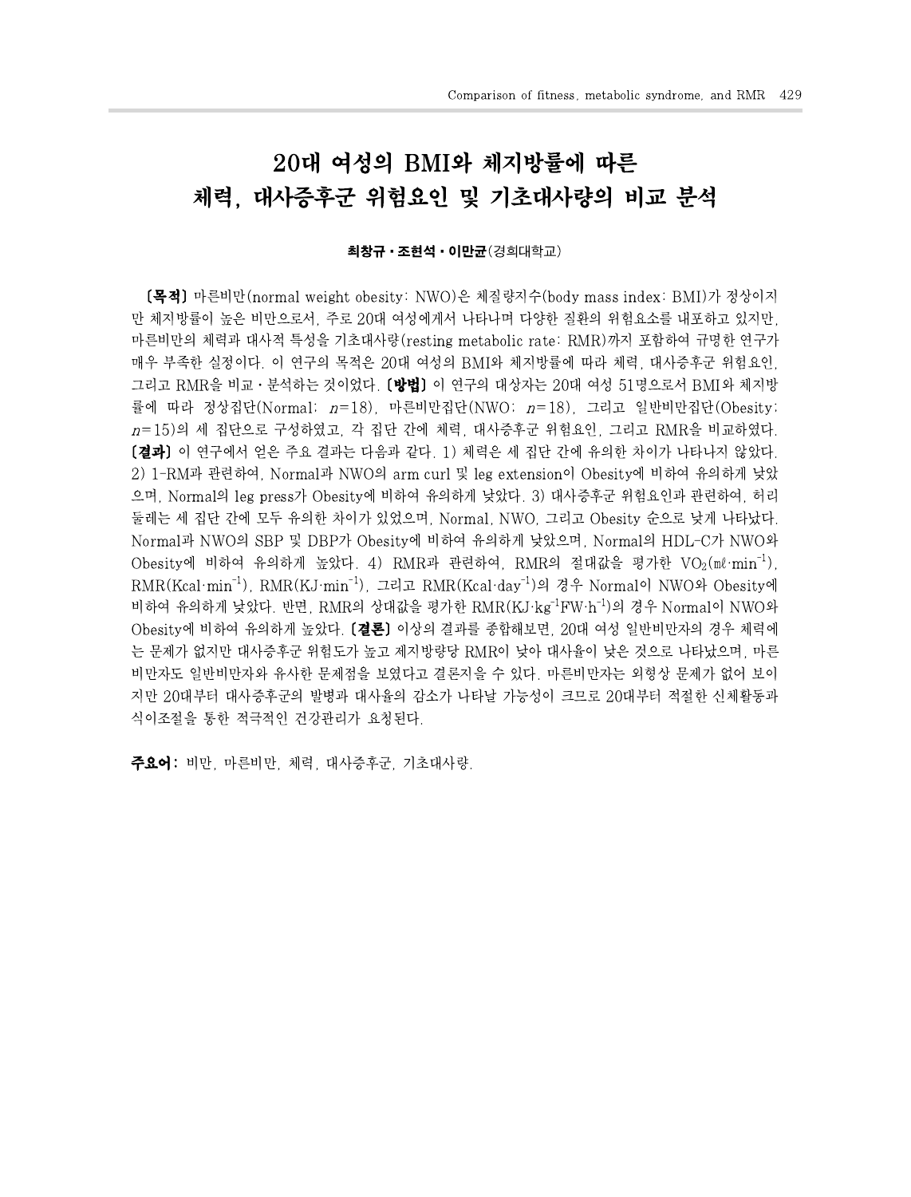# 20대 여성의 BMI와 체지방률에 따른 체력, 대사증후군 위험요인 및 기초대사량의 비교 분석

**최창규 · 조헌석 · 이만균**(경희대학교)

**〔목적〕** 마른비만(normal weight obesity: NWO)은 체질량지수(body mass index: BMI)가 정상이지만 체지방률이 높은 비만으로서, 주로 20대 여성에게서 나타나며 다양한 질환의 위험요소를 내포하고 있지만, 마른비만의 체력과 대사적 특성을 기초대사량(resting metabolic rate: RMR)까지 포함하여 규명한 연구가 매우 부족한 실정이다. 이 연구의 목적은 20대 여성의 BMI와 체지방률에 따라 체력, 대사증후군 위험요인, 그리고 RMR을 비교·분석하는 것이었다. **〔방법〕** 이 연구의 대상자는 20대 여성 51명으로서 BMI와 체지방률에 따라 정상집단(Normal; *n*=18), 마른비만집단(NWO; *n*=18), 그리고 일반비만집단(Obesity; *n*=15)의 세 집단으로 구성하였고, 각 집단 간에 체력, 대사증후군 위험요인, 그리고 RMR을 비교하였다. **〔결과〕** 이 연구에서 얻은 주요 결과는 다음과 같다. 1) 체력은 세 집단 간에 유의한 차이가 나타나지 않았다. 2) 1-RM과 관련하여, Normal과 NWO의 arm curl 및 leg extension이 Obesity에 비하여 유의하게 낮았으며, Normal의 leg press가 Obesity에 비하여 유의하게 낮았다. 3) 대사증후군 위험요인과 관련하여, 허리둘레는 세 집단 간에 모두 유의한 차이가 있었으며, Normal, NWO, 그리고 Obesity 순으로 낮게 나타났다. Normal과 NWO의 SBP 및 DBP가 Obesity에 비하여 유의하게 낮았으며, Normal의 HDL-C가 NWO와 Obesity에 비하여 유의하게 높았다. 4) RMR과 관련하여, RMR의 절대값을 평가한 $VO_2$(㎖·$min^{-1}$), RMR(Kcal·$min^{-1}$), RMR(KJ·$min^{-1}$), 그리고 RMR(Kcal·$day^{-1}$)의 경우 Normal이 NWO와 Obesity에 비하여 유의하게 낮았다. 반면, RMR의 상대값을 평가한 RMR(KJ·$kg^{-1}$FW·$h^{-1}$)의 경우 Normal이 NWO와 Obesity에 비하여 유의하게 높았다. **〔결론〕** 이상의 결과를 종합해보면, 20대 여성 일반비만자의 경우 체력에는 문제가 없지만 대사증후군 위험도가 높고 제지방량당 RMR이 낮아 대사율이 낮은 것으로 나타났으며, 마른비만자도 일반비만자와 유사한 문제점을 보였다고 결론지을 수 있다. 마른비만자는 외형상 문제가 없어 보이지만 20대부터 대사증후군의 발병과 대사율의 감소가 나타날 가능성이 크므로 20대부터 적절한 신체활동과 식이조절을 통한 적극적인 건강관리가 요청된다.

**주요어:** 비만, 마른비만, 체력, 대사증후군, 기초대사량.